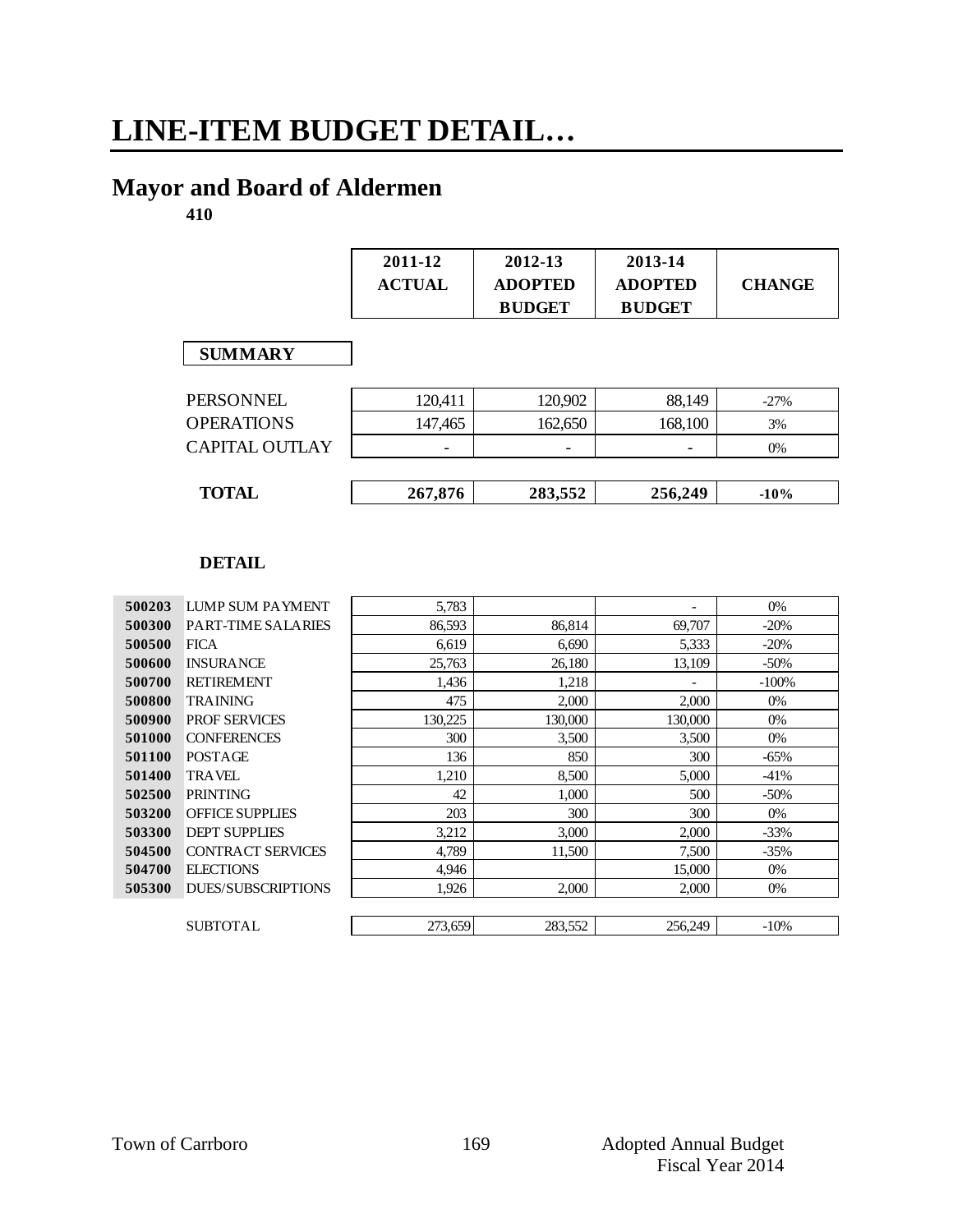# LINE-ITEM BUDGET DETAIL…

## Mayor and Board of Aldermen

**410**

| | 2011-12 ACTUAL | 2012-13 ADOPTED BUDGET | 2013-14 ADOPTED BUDGET | CHANGE |
|---|---|---|---|---|
| **SUMMARY** | | | | |
| PERSONNEL | 120,411 | 120,902 | 88,149 | -27% |
| OPERATIONS | 147,465 | 162,650 | 168,100 | 3% |
| CAPITAL OUTLAY | - | - | - | 0% |
| **TOTAL** | **267,876** | **283,552** | **256,249** | **-10%** |

**DETAIL**

| Code | Item | 2011-12 ACTUAL | 2012-13 ADOPTED BUDGET | 2013-14 ADOPTED BUDGET | CHANGE |
|---|---|---|---|---|---|
| 500203 | LUMP SUM PAYMENT | 5,783 | | - | 0% |
| 500300 | PART-TIME SALARIES | 86,593 | 86,814 | 69,707 | -20% |
| 500500 | FICA | 6,619 | 6,690 | 5,333 | -20% |
| 500600 | INSURANCE | 25,763 | 26,180 | 13,109 | -50% |
| 500700 | RETIREMENT | 1,436 | 1,218 | - | -100% |
| 500800 | TRAINING | 475 | 2,000 | 2,000 | 0% |
| 500900 | PROF SERVICES | 130,225 | 130,000 | 130,000 | 0% |
| 501000 | CONFERENCES | 300 | 3,500 | 3,500 | 0% |
| 501100 | POSTAGE | 136 | 850 | 300 | -65% |
| 501400 | TRAVEL | 1,210 | 8,500 | 5,000 | -41% |
| 502500 | PRINTING | 42 | 1,000 | 500 | -50% |
| 503200 | OFFICE SUPPLIES | 203 | 300 | 300 | 0% |
| 503300 | DEPT SUPPLIES | 3,212 | 3,000 | 2,000 | -33% |
| 504500 | CONTRACT SERVICES | 4,789 | 11,500 | 7,500 | -35% |
| 504700 | ELECTIONS | 4,946 | | 15,000 | 0% |
| 505300 | DUES/SUBSCRIPTIONS | 1,926 | 2,000 | 2,000 | 0% |
| | SUBTOTAL | 273,659 | 283,552 | 256,249 | -10% |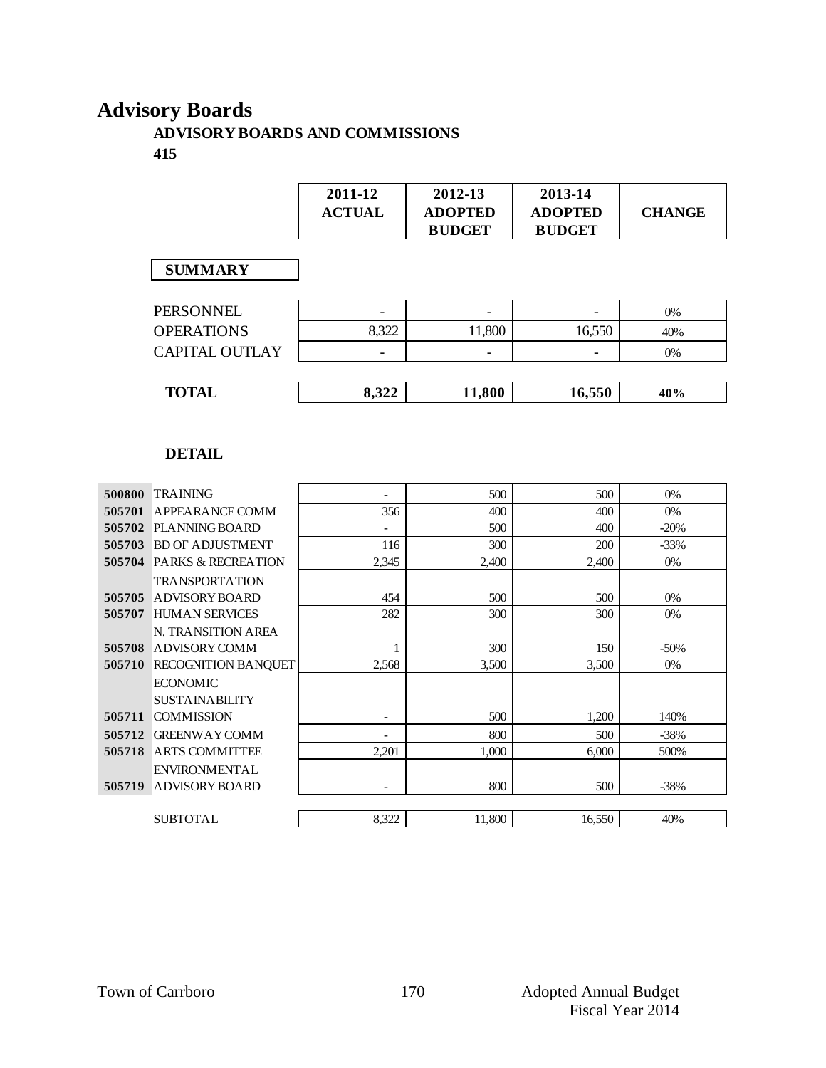# Advisory Boards

### ADVISORY BOARDS AND COMMISSIONS

### 415

| | 2011-12 ACTUAL | 2012-13 ADOPTED BUDGET | 2013-14 ADOPTED BUDGET | CHANGE |
|---|---|---|---|---|
| **SUMMARY** | | | | |
| PERSONNEL | - | - | - | 0% |
| OPERATIONS | 8,322 | 11,800 | 16,550 | 40% |
| CAPITAL OUTLAY | - | - | - | 0% |
| **TOTAL** | **8,322** | **11,800** | **16,550** | **40%** |

**DETAIL**

| Code | Description | 2011-12 ACTUAL | 2012-13 ADOPTED BUDGET | 2013-14 ADOPTED BUDGET | CHANGE |
|---|---|---|---|---|---|
| 500800 | TRAINING | - | 500 | 500 | 0% |
| 505701 | APPEARANCE COMM | 356 | 400 | 400 | 0% |
| 505702 | PLANNING BOARD | - | 500 | 400 | -20% |
| 505703 | BD OF ADJUSTMENT | 116 | 300 | 200 | -33% |
| 505704 | PARKS & RECREATION | 2,345 | 2,400 | 2,400 | 0% |
| 505705 | TRANSPORTATION ADVISORY BOARD | 454 | 500 | 500 | 0% |
| 505707 | HUMAN SERVICES | 282 | 300 | 300 | 0% |
| 505708 | N. TRANSITION AREA ADVISORY COMM | 1 | 300 | 150 | -50% |
| 505710 | RECOGNITION BANQUET | 2,568 | 3,500 | 3,500 | 0% |
| 505711 | ECONOMIC SUSTAINABILITY COMMISSION | - | 500 | 1,200 | 140% |
| 505712 | GREENWAY COMM | - | 800 | 500 | -38% |
| 505718 | ARTS COMMITTEE | 2,201 | 1,000 | 6,000 | 500% |
| 505719 | ENVIRONMENTAL ADVISORY BOARD | - | 800 | 500 | -38% |
| | SUBTOTAL | 8,322 | 11,800 | 16,550 | 40% |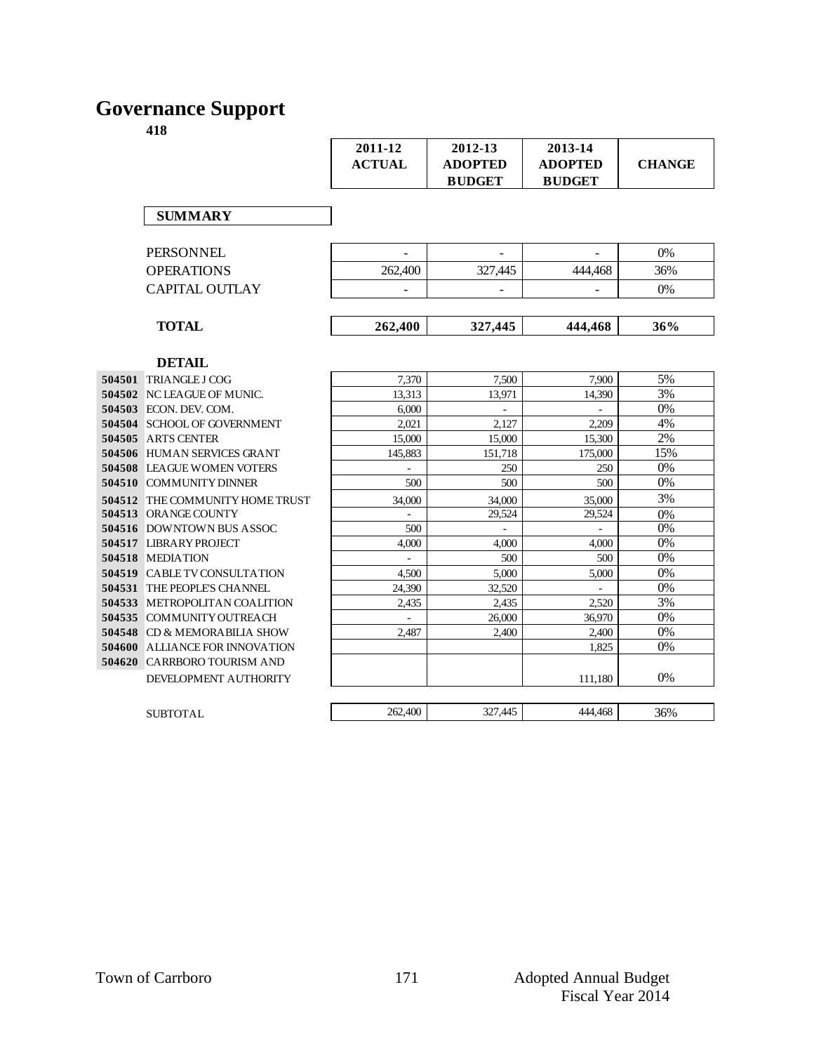# Governance Support

**418**

| | | 2011-12 ACTUAL | 2012-13 ADOPTED BUDGET | 2013-14 ADOPTED BUDGET | CHANGE |
|---|---|---|---|---|---|
| | **SUMMARY** | | | | |
| | PERSONNEL | - | - | - | 0% |
| | OPERATIONS | 262,400 | 327,445 | 444,468 | 36% |
| | CAPITAL OUTLAY | - | - | - | 0% |
| | **TOTAL** | **262,400** | **327,445** | **444,468** | **36%** |
| | **DETAIL** | | | | |
| **504501** | TRIANGLE J COG | 7,370 | 7,500 | 7,900 | 5% |
| **504502** | NC LEAGUE OF MUNIC. | 13,313 | 13,971 | 14,390 | 3% |
| **504503** | ECON. DEV. COM. | 6,000 | - | - | 0% |
| **504504** | SCHOOL OF GOVERNMENT | 2,021 | 2,127 | 2,209 | 4% |
| **504505** | ARTS CENTER | 15,000 | 15,000 | 15,300 | 2% |
| **504506** | HUMAN SERVICES GRANT | 145,883 | 151,718 | 175,000 | 15% |
| **504508** | LEAGUE WOMEN VOTERS | - | 250 | 250 | 0% |
| **504510** | COMMUNITY DINNER | 500 | 500 | 500 | 0% |
| **504512** | THE COMMUNITY HOME TRUST | 34,000 | 34,000 | 35,000 | 3% |
| **504513** | ORANGE COUNTY | - | 29,524 | 29,524 | 0% |
| **504516** | DOWNTOWN BUS ASSOC | 500 | - | - | 0% |
| **504517** | LIBRARY PROJECT | 4,000 | 4,000 | 4,000 | 0% |
| **504518** | MEDIATION | - | 500 | 500 | 0% |
| **504519** | CABLE TV CONSULTATION | 4,500 | 5,000 | 5,000 | 0% |
| **504531** | THE PEOPLE'S CHANNEL | 24,390 | 32,520 | - | 0% |
| **504533** | METROPOLITAN COALITION | 2,435 | 2,435 | 2,520 | 3% |
| **504535** | COMMUNITY OUTREACH | - | 26,000 | 36,970 | 0% |
| **504548** | CD & MEMORABILIA SHOW | 2,487 | 2,400 | 2,400 | 0% |
| **504600** | ALLIANCE FOR INNOVATION | | | 1,825 | 0% |
| **504620** | CARRBORO TOURISM AND DEVELOPMENT AUTHORITY | | | 111,180 | 0% |
| | SUBTOTAL | 262,400 | 327,445 | 444,468 | 36% |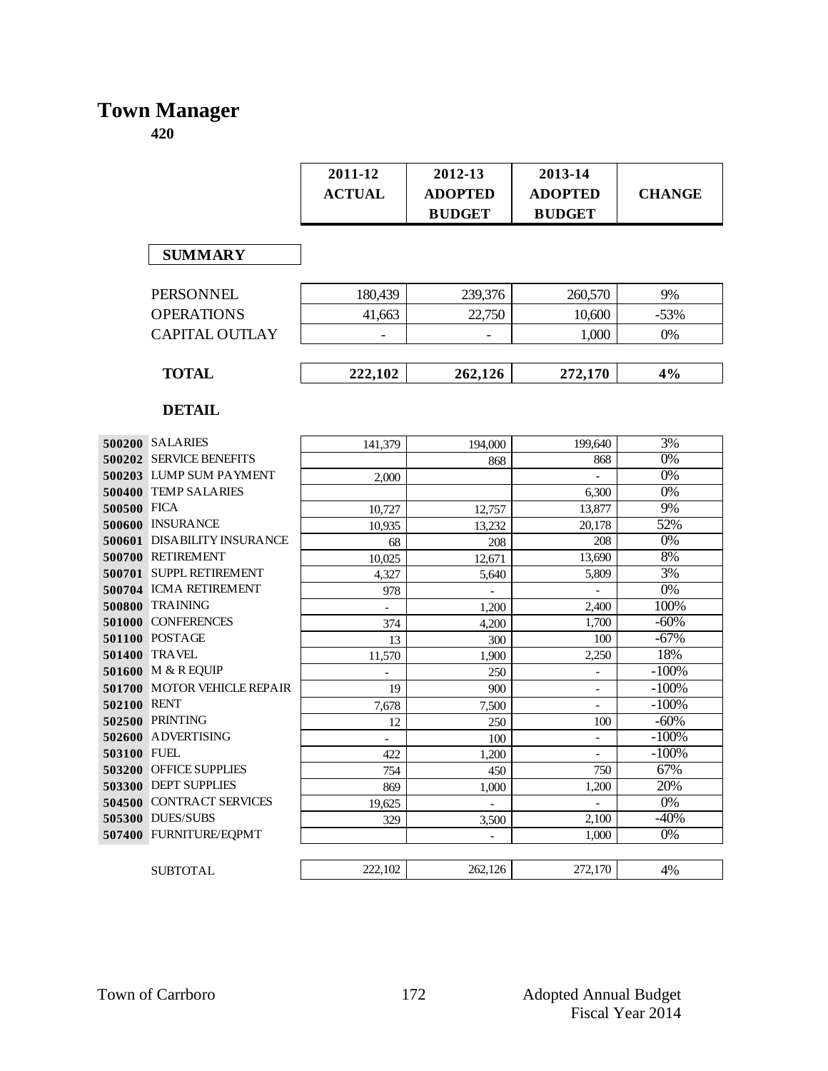# Town Manager

**420**

| | 2011-12 ACTUAL | 2012-13 ADOPTED BUDGET | 2013-14 ADOPTED BUDGET | CHANGE |
|---|---|---|---|---|
| **SUMMARY** | | | | |
| PERSONNEL | 180,439 | 239,376 | 260,570 | 9% |
| OPERATIONS | 41,663 | 22,750 | 10,600 | -53% |
| CAPITAL OUTLAY | - | - | 1,000 | 0% |
| **TOTAL** | **222,102** | **262,126** | **272,170** | **4%** |

**DETAIL**

| | | 2011-12 ACTUAL | 2012-13 ADOPTED BUDGET | 2013-14 ADOPTED BUDGET | CHANGE |
|---|---|---|---|---|---|
| **500200** | SALARIES | 141,379 | 194,000 | 199,640 | 3% |
| **500202** | SERVICE BENEFITS | | 868 | 868 | 0% |
| **500203** | LUMP SUM PAYMENT | 2,000 | | - | 0% |
| **500400** | TEMP SALARIES | | | 6,300 | 0% |
| **500500** | FICA | 10,727 | 12,757 | 13,877 | 9% |
| **500600** | INSURANCE | 10,935 | 13,232 | 20,178 | 52% |
| **500601** | DISABILITY INSURANCE | 68 | 208 | 208 | 0% |
| **500700** | RETIREMENT | 10,025 | 12,671 | 13,690 | 8% |
| **500701** | SUPPL RETIREMENT | 4,327 | 5,640 | 5,809 | 3% |
| **500704** | ICMA RETIREMENT | 978 | - | - | 0% |
| **500800** | TRAINING | - | 1,200 | 2,400 | 100% |
| **501000** | CONFERENCES | 374 | 4,200 | 1,700 | -60% |
| **501100** | POSTAGE | 13 | 300 | 100 | -67% |
| **501400** | TRAVEL | 11,570 | 1,900 | 2,250 | 18% |
| **501600** | M & R EQUIP | - | 250 | - | -100% |
| **501700** | MOTOR VEHICLE REPAIR | 19 | 900 | - | -100% |
| **502100** | RENT | 7,678 | 7,500 | - | -100% |
| **502500** | PRINTING | 12 | 250 | 100 | -60% |
| **502600** | ADVERTISING | - | 100 | - | -100% |
| **503100** | FUEL | 422 | 1,200 | - | -100% |
| **503200** | OFFICE SUPPLIES | 754 | 450 | 750 | 67% |
| **503300** | DEPT SUPPLIES | 869 | 1,000 | 1,200 | 20% |
| **504500** | CONTRACT SERVICES | 19,625 | - | - | 0% |
| **505300** | DUES/SUBS | 329 | 3,500 | 2,100 | -40% |
| **507400** | FURNITURE/EQPMT | | - | 1,000 | 0% |
| | SUBTOTAL | 222,102 | 262,126 | 272,170 | 4% |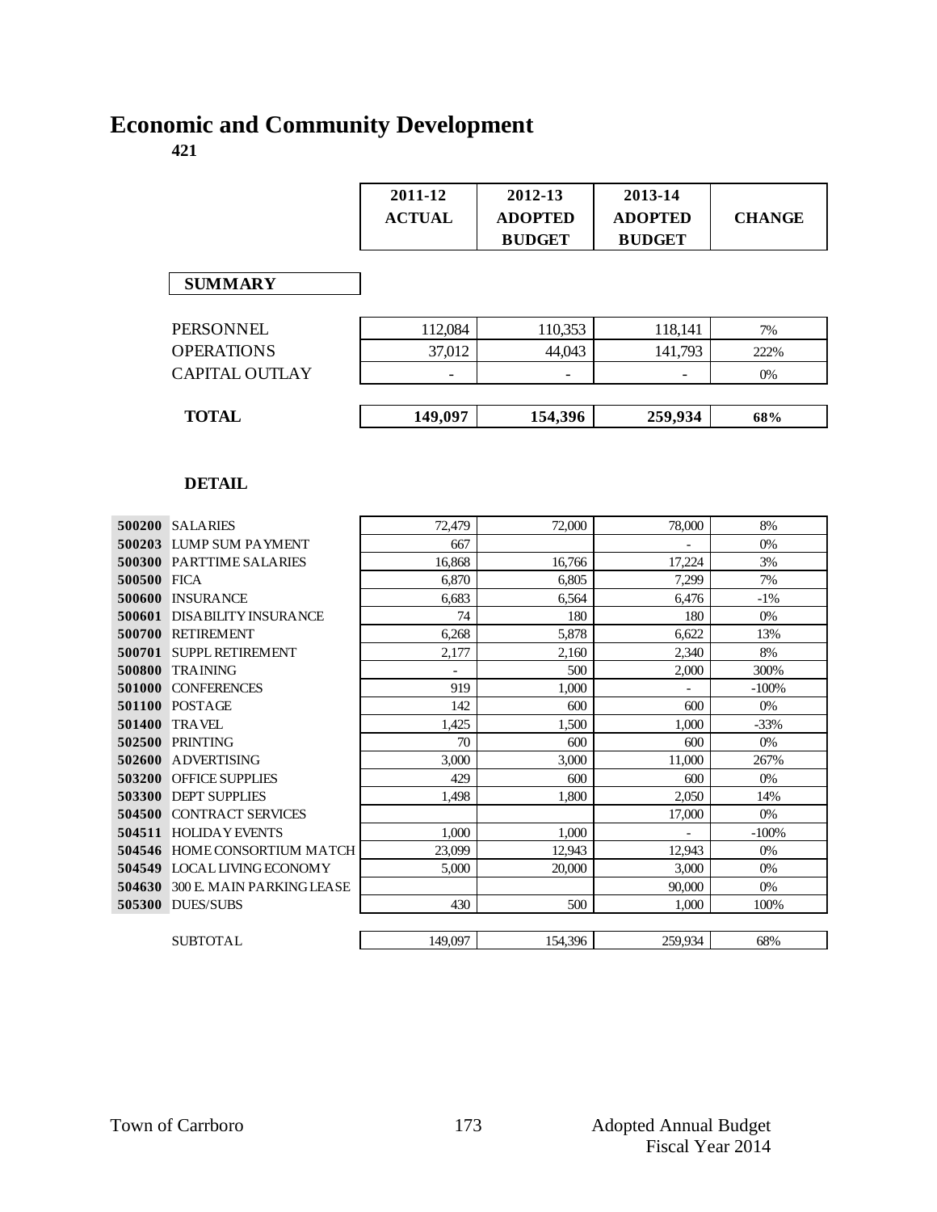# Economic and Community Development

**421**

| | 2011-12 ACTUAL | 2012-13 ADOPTED BUDGET | 2013-14 ADOPTED BUDGET | CHANGE |
|---|---|---|---|---|
| **SUMMARY** | | | | |
| PERSONNEL | 112,084 | 110,353 | 118,141 | 7% |
| OPERATIONS | 37,012 | 44,043 | 141,793 | 222% |
| CAPITAL OUTLAY | - | - | - | 0% |
| **TOTAL** | **149,097** | **154,396** | **259,934** | **68%** |

**DETAIL**

| | | 2011-12 ACTUAL | 2012-13 ADOPTED BUDGET | 2013-14 ADOPTED BUDGET | CHANGE |
|---|---|---|---|---|---|
| **500200** | SALARIES | 72,479 | 72,000 | 78,000 | 8% |
| **500203** | LUMP SUM PAYMENT | 667 | | - | 0% |
| **500300** | PARTTIME SALARIES | 16,868 | 16,766 | 17,224 | 3% |
| **500500** | FICA | 6,870 | 6,805 | 7,299 | 7% |
| **500600** | INSURANCE | 6,683 | 6,564 | 6,476 | -1% |
| **500601** | DISABILITY INSURANCE | 74 | 180 | 180 | 0% |
| **500700** | RETIREMENT | 6,268 | 5,878 | 6,622 | 13% |
| **500701** | SUPPL RETIREMENT | 2,177 | 2,160 | 2,340 | 8% |
| **500800** | TRAINING | - | 500 | 2,000 | 300% |
| **501000** | CONFERENCES | 919 | 1,000 | - | -100% |
| **501100** | POSTAGE | 142 | 600 | 600 | 0% |
| **501400** | TRAVEL | 1,425 | 1,500 | 1,000 | -33% |
| **502500** | PRINTING | 70 | 600 | 600 | 0% |
| **502600** | ADVERTISING | 3,000 | 3,000 | 11,000 | 267% |
| **503200** | OFFICE SUPPLIES | 429 | 600 | 600 | 0% |
| **503300** | DEPT SUPPLIES | 1,498 | 1,800 | 2,050 | 14% |
| **504500** | CONTRACT SERVICES | | | 17,000 | 0% |
| **504511** | HOLIDAY EVENTS | 1,000 | 1,000 | - | -100% |
| **504546** | HOME CONSORTIUM MATCH | 23,099 | 12,943 | 12,943 | 0% |
| **504549** | LOCAL LIVING ECONOMY | 5,000 | 20,000 | 3,000 | 0% |
| **504630** | 300 E. MAIN PARKING LEASE | | | 90,000 | 0% |
| **505300** | DUES/SUBS | 430 | 500 | 1,000 | 100% |
| | SUBTOTAL | 149,097 | 154,396 | 259,934 | 68% |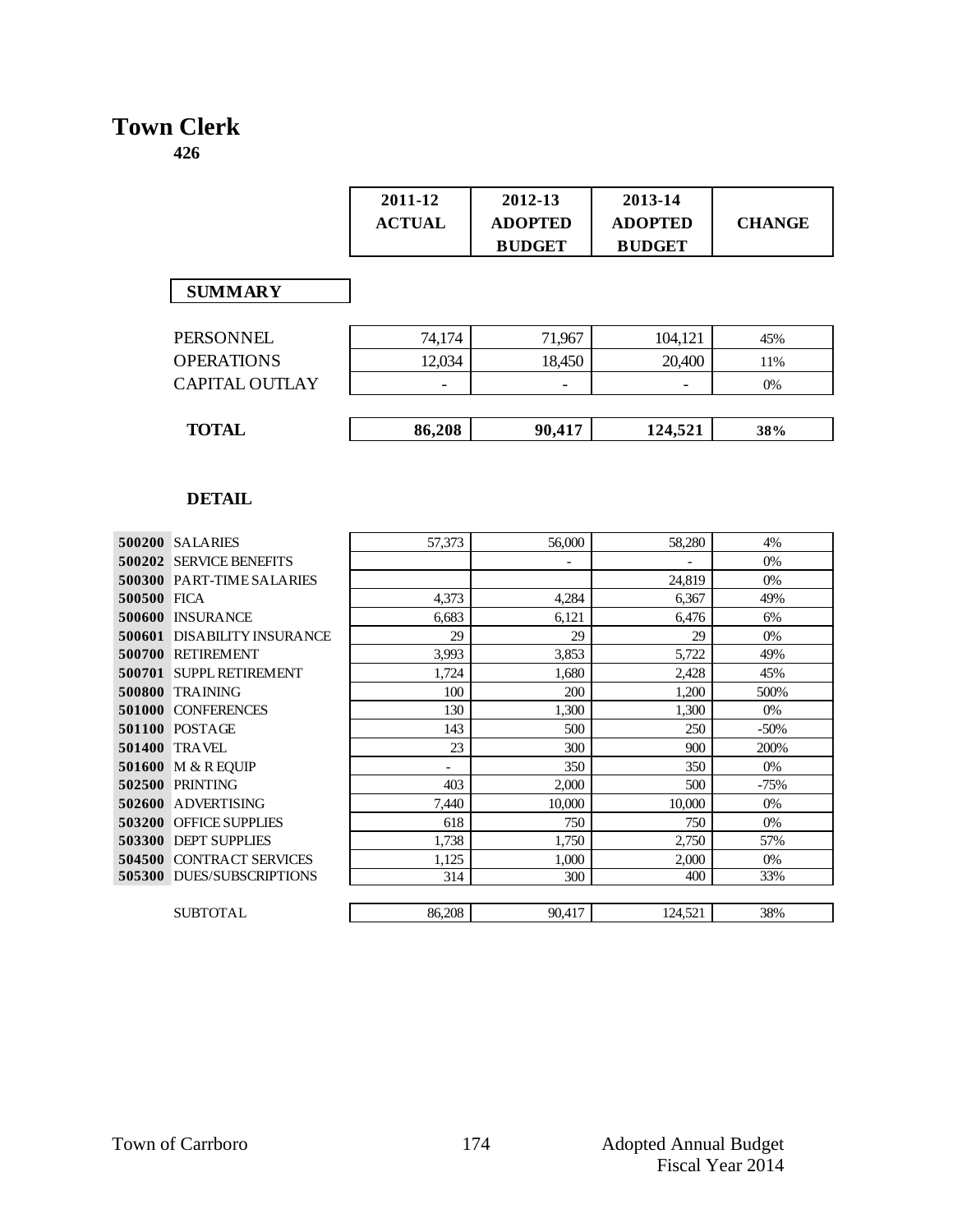# Town Clerk

**426**

| | 2011-12 ACTUAL | 2012-13 ADOPTED BUDGET | 2013-14 ADOPTED BUDGET | CHANGE |
|---|---|---|---|---|
| **SUMMARY** | | | | |
| PERSONNEL | 74,174 | 71,967 | 104,121 | 45% |
| OPERATIONS | 12,034 | 18,450 | 20,400 | 11% |
| CAPITAL OUTLAY | - | - | - | 0% |
| **TOTAL** | **86,208** | **90,417** | **124,521** | **38%** |

**DETAIL**

| | | 2011-12 ACTUAL | 2012-13 ADOPTED BUDGET | 2013-14 ADOPTED BUDGET | CHANGE |
|---|---|---|---|---|---|
| **500200** | SALARIES | 57,373 | 56,000 | 58,280 | 4% |
| **500202** | SERVICE BENEFITS | | - | - | 0% |
| **500300** | PART-TIME SALARIES | | | 24,819 | 0% |
| **500500** | FICA | 4,373 | 4,284 | 6,367 | 49% |
| **500600** | INSURANCE | 6,683 | 6,121 | 6,476 | 6% |
| **500601** | DISABILITY INSURANCE | 29 | 29 | 29 | 0% |
| **500700** | RETIREMENT | 3,993 | 3,853 | 5,722 | 49% |
| **500701** | SUPPL RETIREMENT | 1,724 | 1,680 | 2,428 | 45% |
| **500800** | TRAINING | 100 | 200 | 1,200 | 500% |
| **501000** | CONFERENCES | 130 | 1,300 | 1,300 | 0% |
| **501100** | POSTAGE | 143 | 500 | 250 | -50% |
| **501400** | TRAVEL | 23 | 300 | 900 | 200% |
| **501600** | M & R EQUIP | - | 350 | 350 | 0% |
| **502500** | PRINTING | 403 | 2,000 | 500 | -75% |
| **502600** | ADVERTISING | 7,440 | 10,000 | 10,000 | 0% |
| **503200** | OFFICE SUPPLIES | 618 | 750 | 750 | 0% |
| **503300** | DEPT SUPPLIES | 1,738 | 1,750 | 2,750 | 57% |
| **504500** | CONTRACT SERVICES | 1,125 | 1,000 | 2,000 | 0% |
| **505300** | DUES/SUBSCRIPTIONS | 314 | 300 | 400 | 33% |
| | SUBTOTAL | 86,208 | 90,417 | 124,521 | 38% |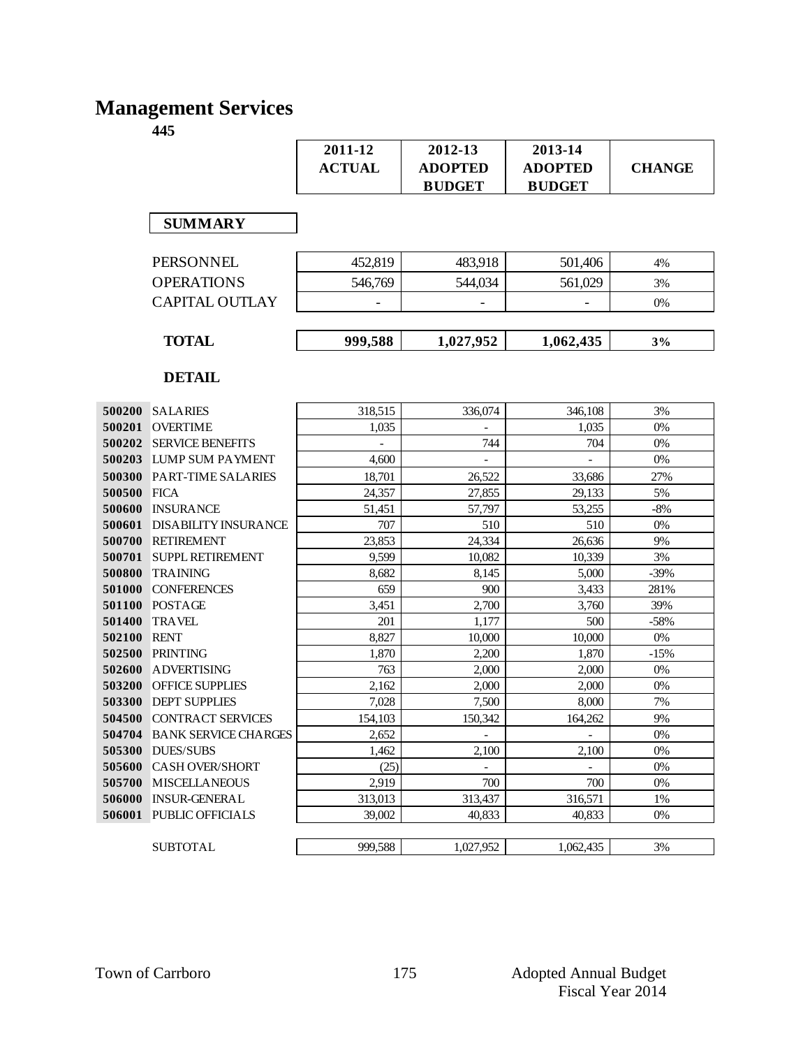# Management Services

**445**

| | | 2011-12 ACTUAL | 2012-13 ADOPTED BUDGET | 2013-14 ADOPTED BUDGET | CHANGE |
|---|---|---|---|---|---|
| | **SUMMARY** | | | | |
| | PERSONNEL | 452,819 | 483,918 | 501,406 | 4% |
| | OPERATIONS | 546,769 | 544,034 | 561,029 | 3% |
| | CAPITAL OUTLAY | - | - | - | 0% |
| | **TOTAL** | **999,588** | **1,027,952** | **1,062,435** | **3%** |
| | **DETAIL** | | | | |
| 500200 | SALARIES | 318,515 | 336,074 | 346,108 | 3% |
| 500201 | OVERTIME | 1,035 | - | 1,035 | 0% |
| 500202 | SERVICE BENEFITS | - | 744 | 704 | 0% |
| 500203 | LUMP SUM PAYMENT | 4,600 | - | - | 0% |
| 500300 | PART-TIME SALARIES | 18,701 | 26,522 | 33,686 | 27% |
| 500500 | FICA | 24,357 | 27,855 | 29,133 | 5% |
| 500600 | INSURANCE | 51,451 | 57,797 | 53,255 | -8% |
| 500601 | DISABILITY INSURANCE | 707 | 510 | 510 | 0% |
| 500700 | RETIREMENT | 23,853 | 24,334 | 26,636 | 9% |
| 500701 | SUPPL RETIREMENT | 9,599 | 10,082 | 10,339 | 3% |
| 500800 | TRAINING | 8,682 | 8,145 | 5,000 | -39% |
| 501000 | CONFERENCES | 659 | 900 | 3,433 | 281% |
| 501100 | POSTAGE | 3,451 | 2,700 | 3,760 | 39% |
| 501400 | TRAVEL | 201 | 1,177 | 500 | -58% |
| 502100 | RENT | 8,827 | 10,000 | 10,000 | 0% |
| 502500 | PRINTING | 1,870 | 2,200 | 1,870 | -15% |
| 502600 | ADVERTISING | 763 | 2,000 | 2,000 | 0% |
| 503200 | OFFICE SUPPLIES | 2,162 | 2,000 | 2,000 | 0% |
| 503300 | DEPT SUPPLIES | 7,028 | 7,500 | 8,000 | 7% |
| 504500 | CONTRACT SERVICES | 154,103 | 150,342 | 164,262 | 9% |
| 504704 | BANK SERVICE CHARGES | 2,652 | - | - | 0% |
| 505300 | DUES/SUBS | 1,462 | 2,100 | 2,100 | 0% |
| 505600 | CASH OVER/SHORT | (25) | - | - | 0% |
| 505700 | MISCELLANEOUS | 2,919 | 700 | 700 | 0% |
| 506000 | INSUR-GENERAL | 313,013 | 313,437 | 316,571 | 1% |
| 506001 | PUBLIC OFFICIALS | 39,002 | 40,833 | 40,833 | 0% |
| | SUBTOTAL | 999,588 | 1,027,952 | 1,062,435 | 3% |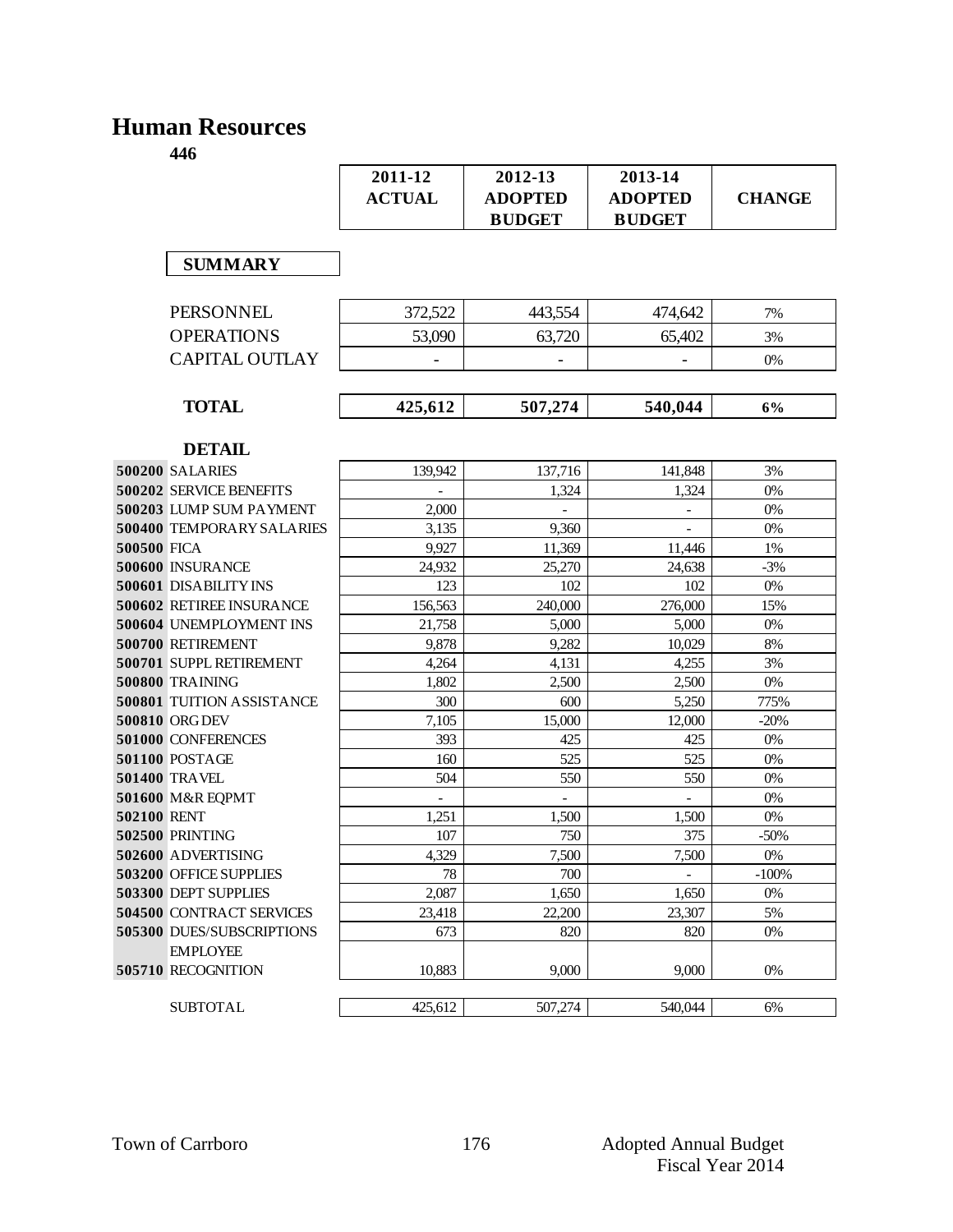# Human Resources

**446**

| | | 2011-12 ACTUAL | 2012-13 ADOPTED BUDGET | 2013-14 ADOPTED BUDGET | CHANGE |
|---|---|---|---|---|---|
| | **SUMMARY** | | | | |
| | PERSONNEL | 372,522 | 443,554 | 474,642 | 7% |
| | OPERATIONS | 53,090 | 63,720 | 65,402 | 3% |
| | CAPITAL OUTLAY | - | - | - | 0% |
| | **TOTAL** | **425,612** | **507,274** | **540,044** | **6%** |
| | **DETAIL** | | | | |
| **500200** | SALARIES | 139,942 | 137,716 | 141,848 | 3% |
| **500202** | SERVICE BENEFITS | - | 1,324 | 1,324 | 0% |
| **500203** | LUMP SUM PAYMENT | 2,000 | - | - | 0% |
| **500400** | TEMPORARY SALARIES | 3,135 | 9,360 | - | 0% |
| **500500** | FICA | 9,927 | 11,369 | 11,446 | 1% |
| **500600** | INSURANCE | 24,932 | 25,270 | 24,638 | -3% |
| **500601** | DISABILITY INS | 123 | 102 | 102 | 0% |
| **500602** | RETIREE INSURANCE | 156,563 | 240,000 | 276,000 | 15% |
| **500604** | UNEMPLOYMENT INS | 21,758 | 5,000 | 5,000 | 0% |
| **500700** | RETIREMENT | 9,878 | 9,282 | 10,029 | 8% |
| **500701** | SUPPL RETIREMENT | 4,264 | 4,131 | 4,255 | 3% |
| **500800** | TRAINING | 1,802 | 2,500 | 2,500 | 0% |
| **500801** | TUITION ASSISTANCE | 300 | 600 | 5,250 | 775% |
| **500810** | ORG DEV | 7,105 | 15,000 | 12,000 | -20% |
| **501000** | CONFERENCES | 393 | 425 | 425 | 0% |
| **501100** | POSTAGE | 160 | 525 | 525 | 0% |
| **501400** | TRAVEL | 504 | 550 | 550 | 0% |
| **501600** | M&R EQPMT | - | - | - | 0% |
| **502100** | RENT | 1,251 | 1,500 | 1,500 | 0% |
| **502500** | PRINTING | 107 | 750 | 375 | -50% |
| **502600** | ADVERTISING | 4,329 | 7,500 | 7,500 | 0% |
| **503200** | OFFICE SUPPLIES | 78 | 700 | - | -100% |
| **503300** | DEPT SUPPLIES | 2,087 | 1,650 | 1,650 | 0% |
| **504500** | CONTRACT SERVICES | 23,418 | 22,200 | 23,307 | 5% |
| **505300** | DUES/SUBSCRIPTIONS | 673 | 820 | 820 | 0% |
| **505710** | EMPLOYEE RECOGNITION | 10,883 | 9,000 | 9,000 | 0% |
| | SUBTOTAL | 425,612 | 507,274 | 540,044 | 6% |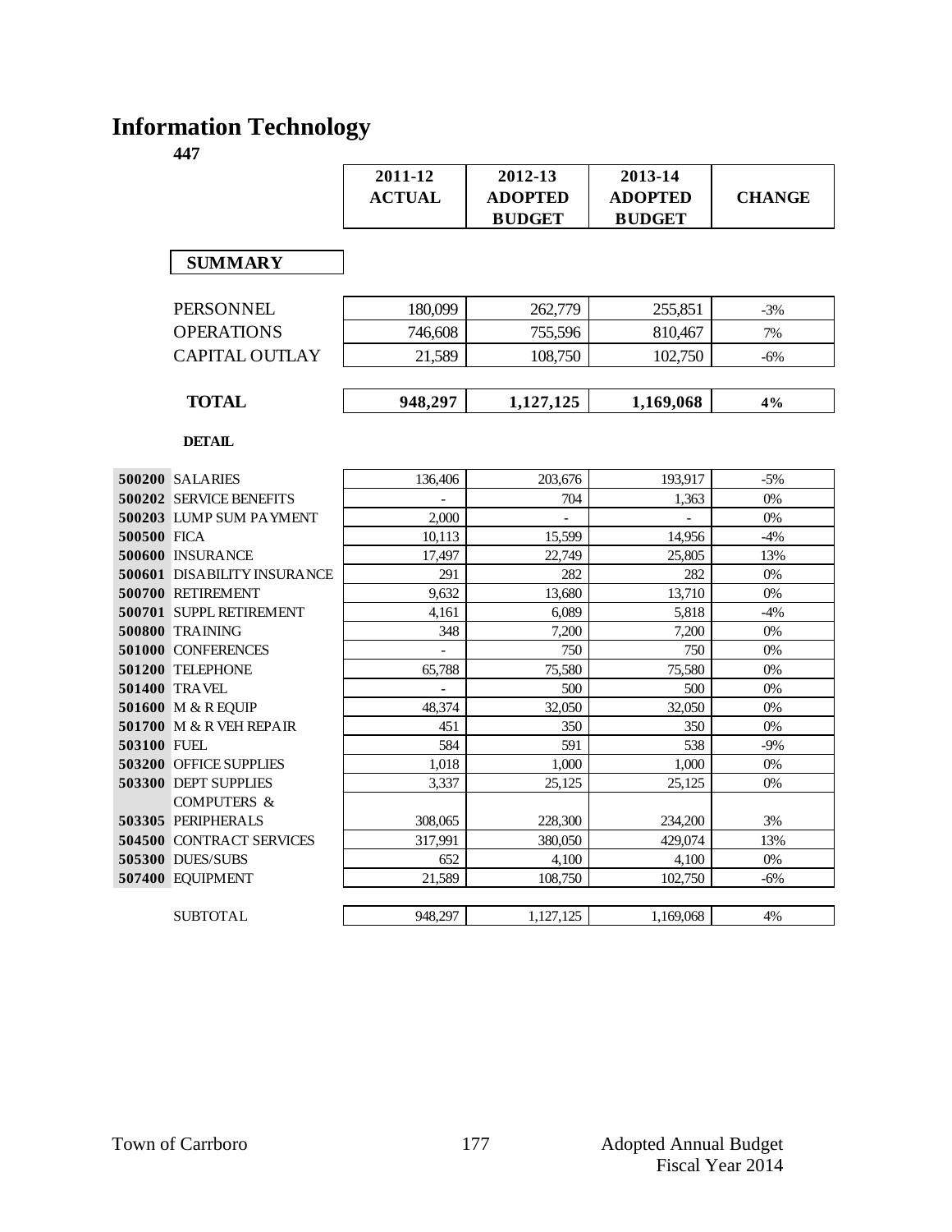# Information Technology

**447**

| | 2011-12 ACTUAL | 2012-13 ADOPTED BUDGET | 2013-14 ADOPTED BUDGET | CHANGE |
|---|---|---|---|---|
| **SUMMARY** | | | | |
| PERSONNEL | 180,099 | 262,779 | 255,851 | -3% |
| OPERATIONS | 746,608 | 755,596 | 810,467 | 7% |
| CAPITAL OUTLAY | 21,589 | 108,750 | 102,750 | -6% |
| **TOTAL** | **948,297** | **1,127,125** | **1,169,068** | **4%** |

**DETAIL**

| | | 2011-12 ACTUAL | 2012-13 ADOPTED BUDGET | 2013-14 ADOPTED BUDGET | CHANGE |
|---|---|---|---|---|---|
| **500200** | SALARIES | 136,406 | 203,676 | 193,917 | -5% |
| **500202** | SERVICE BENEFITS | - | 704 | 1,363 | 0% |
| **500203** | LUMP SUM PAYMENT | 2,000 | - | - | 0% |
| **500500** | FICA | 10,113 | 15,599 | 14,956 | -4% |
| **500600** | INSURANCE | 17,497 | 22,749 | 25,805 | 13% |
| **500601** | DISABILITY INSURANCE | 291 | 282 | 282 | 0% |
| **500700** | RETIREMENT | 9,632 | 13,680 | 13,710 | 0% |
| **500701** | SUPPL RETIREMENT | 4,161 | 6,089 | 5,818 | -4% |
| **500800** | TRAINING | 348 | 7,200 | 7,200 | 0% |
| **501000** | CONFERENCES | - | 750 | 750 | 0% |
| **501200** | TELEPHONE | 65,788 | 75,580 | 75,580 | 0% |
| **501400** | TRAVEL | - | 500 | 500 | 0% |
| **501600** | M & R EQUIP | 48,374 | 32,050 | 32,050 | 0% |
| **501700** | M & R VEH REPAIR | 451 | 350 | 350 | 0% |
| **503100** | FUEL | 584 | 591 | 538 | -9% |
| **503200** | OFFICE SUPPLIES | 1,018 | 1,000 | 1,000 | 0% |
| **503300** | DEPT SUPPLIES | 3,337 | 25,125 | 25,125 | 0% |
| **503305** | COMPUTERS & PERIPHERALS | 308,065 | 228,300 | 234,200 | 3% |
| **504500** | CONTRACT SERVICES | 317,991 | 380,050 | 429,074 | 13% |
| **505300** | DUES/SUBS | 652 | 4,100 | 4,100 | 0% |
| **507400** | EQUIPMENT | 21,589 | 108,750 | 102,750 | -6% |
| | SUBTOTAL | 948,297 | 1,127,125 | 1,169,068 | 4% |

Town of Carrboro — Adopted Annual Budget Fiscal Year 2014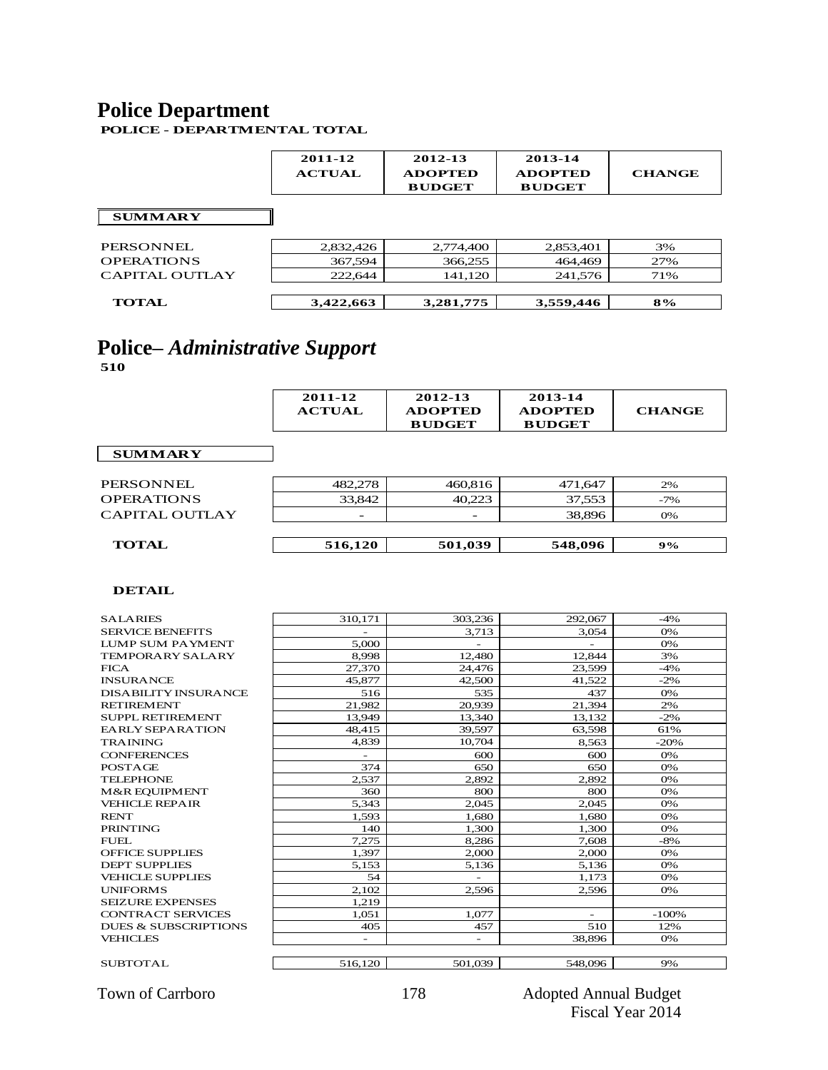# Police Department

**POLICE - DEPARTMENTAL TOTAL**

| | 2011-12 ACTUAL | 2012-13 ADOPTED BUDGET | 2013-14 ADOPTED BUDGET | CHANGE |
|---|---|---|---|---|
| **SUMMARY** | | | | |
| PERSONNEL | 2,832,426 | 2,774,400 | 2,853,401 | 3% |
| OPERATIONS | 367,594 | 366,255 | 464,469 | 27% |
| CAPITAL OUTLAY | 222,644 | 141,120 | 241,576 | 71% |
| **TOTAL** | **3,422,663** | **3,281,775** | **3,559,446** | **8%** |

# Police– *Administrative Support*

**510**

| | 2011-12 ACTUAL | 2012-13 ADOPTED BUDGET | 2013-14 ADOPTED BUDGET | CHANGE |
|---|---|---|---|---|
| **SUMMARY** | | | | |
| PERSONNEL | 482,278 | 460,816 | 471,647 | 2% |
| OPERATIONS | 33,842 | 40,223 | 37,553 | -7% |
| CAPITAL OUTLAY | - | - | 38,896 | 0% |
| **TOTAL** | **516,120** | **501,039** | **548,096** | **9%** |

**DETAIL**

| | 2011-12 ACTUAL | 2012-13 ADOPTED BUDGET | 2013-14 ADOPTED BUDGET | CHANGE |
|---|---|---|---|---|
| SALARIES | 310,171 | 303,236 | 292,067 | -4% |
| SERVICE BENEFITS | - | 3,713 | 3,054 | 0% |
| LUMP SUM PAYMENT | 5,000 | - | - | 0% |
| TEMPORARY SALARY | 8,998 | 12,480 | 12,844 | 3% |
| FICA | 27,370 | 24,476 | 23,599 | -4% |
| INSURANCE | 45,877 | 42,500 | 41,522 | -2% |
| DISABILITY INSURANCE | 516 | 535 | 437 | 0% |
| RETIREMENT | 21,982 | 20,939 | 21,394 | 2% |
| SUPPL RETIREMENT | 13,949 | 13,340 | 13,132 | -2% |
| EARLY SEPARATION | 48,415 | 39,597 | 63,598 | 61% |
| TRAINING | 4,839 | 10,704 | 8,563 | -20% |
| CONFERENCES | - | 600 | 600 | 0% |
| POSTAGE | 374 | 650 | 650 | 0% |
| TELEPHONE | 2,537 | 2,892 | 2,892 | 0% |
| M&R EQUIPMENT | 360 | 800 | 800 | 0% |
| VEHICLE REPAIR | 5,343 | 2,045 | 2,045 | 0% |
| RENT | 1,593 | 1,680 | 1,680 | 0% |
| PRINTING | 140 | 1,300 | 1,300 | 0% |
| FUEL | 7,275 | 8,286 | 7,608 | -8% |
| OFFICE SUPPLIES | 1,397 | 2,000 | 2,000 | 0% |
| DEPT SUPPLIES | 5,153 | 5,136 | 5,136 | 0% |
| VEHICLE SUPPLIES | 54 | - | 1,173 | 0% |
| UNIFORMS | 2,102 | 2,596 | 2,596 | 0% |
| SEIZURE EXPENSES | 1,219 | | | |
| CONTRACT SERVICES | 1,051 | 1,077 | - | -100% |
| DUES & SUBSCRIPTIONS | 405 | 457 | 510 | 12% |
| VEHICLES | - | - | 38,896 | 0% |
| SUBTOTAL | 516,120 | 501,039 | 548,096 | 9% |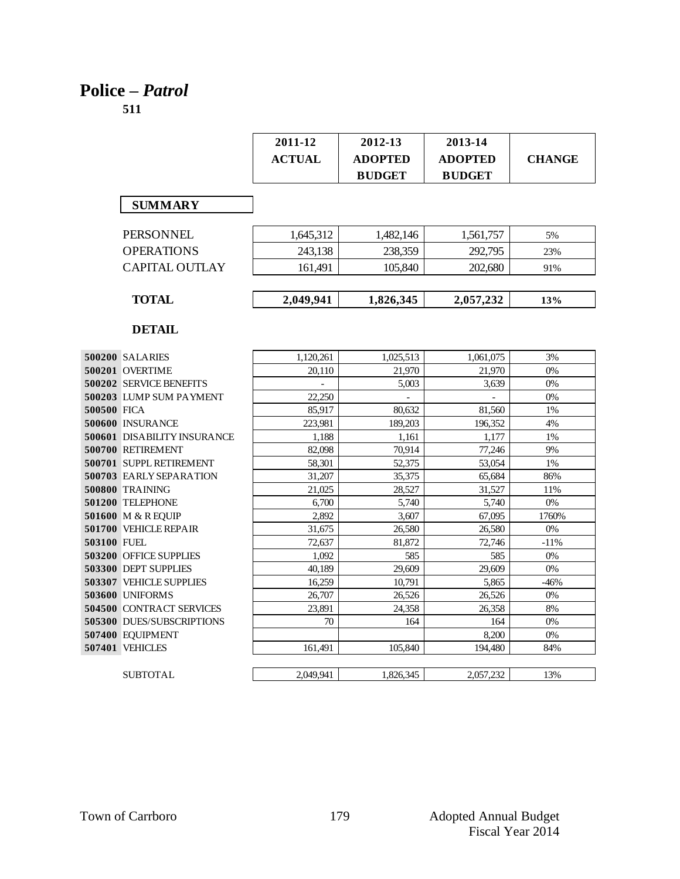# Police – *Patrol*

**511**

| | | 2011-12 ACTUAL | 2012-13 ADOPTED BUDGET | 2013-14 ADOPTED BUDGET | CHANGE |
|---|---|---|---|---|---|
| | **SUMMARY** | | | | |
| | PERSONNEL | 1,645,312 | 1,482,146 | 1,561,757 | 5% |
| | OPERATIONS | 243,138 | 238,359 | 292,795 | 23% |
| | CAPITAL OUTLAY | 161,491 | 105,840 | 202,680 | 91% |
| | **TOTAL** | **2,049,941** | **1,826,345** | **2,057,232** | **13%** |
| | **DETAIL** | | | | |
| **500200** | SALARIES | 1,120,261 | 1,025,513 | 1,061,075 | 3% |
| **500201** | OVERTIME | 20,110 | 21,970 | 21,970 | 0% |
| **500202** | SERVICE BENEFITS | - | 5,003 | 3,639 | 0% |
| **500203** | LUMP SUM PAYMENT | 22,250 | - | - | 0% |
| **500500** | FICA | 85,917 | 80,632 | 81,560 | 1% |
| **500600** | INSURANCE | 223,981 | 189,203 | 196,352 | 4% |
| **500601** | DISABILITY INSURANCE | 1,188 | 1,161 | 1,177 | 1% |
| **500700** | RETIREMENT | 82,098 | 70,914 | 77,246 | 9% |
| **500701** | SUPPL RETIREMENT | 58,301 | 52,375 | 53,054 | 1% |
| **500703** | EARLY SEPARATION | 31,207 | 35,375 | 65,684 | 86% |
| **500800** | TRAINING | 21,025 | 28,527 | 31,527 | 11% |
| **501200** | TELEPHONE | 6,700 | 5,740 | 5,740 | 0% |
| **501600** | M & R EQUIP | 2,892 | 3,607 | 67,095 | 1760% |
| **501700** | VEHICLE REPAIR | 31,675 | 26,580 | 26,580 | 0% |
| **503100** | FUEL | 72,637 | 81,872 | 72,746 | -11% |
| **503200** | OFFICE SUPPLIES | 1,092 | 585 | 585 | 0% |
| **503300** | DEPT SUPPLIES | 40,189 | 29,609 | 29,609 | 0% |
| **503307** | VEHICLE SUPPLIES | 16,259 | 10,791 | 5,865 | -46% |
| **503600** | UNIFORMS | 26,707 | 26,526 | 26,526 | 0% |
| **504500** | CONTRACT SERVICES | 23,891 | 24,358 | 26,358 | 8% |
| **505300** | DUES/SUBSCRIPTIONS | 70 | 164 | 164 | 0% |
| **507400** | EQUIPMENT | | | 8,200 | 0% |
| **507401** | VEHICLES | 161,491 | 105,840 | 194,480 | 84% |
| | SUBTOTAL | 2,049,941 | 1,826,345 | 2,057,232 | 13% |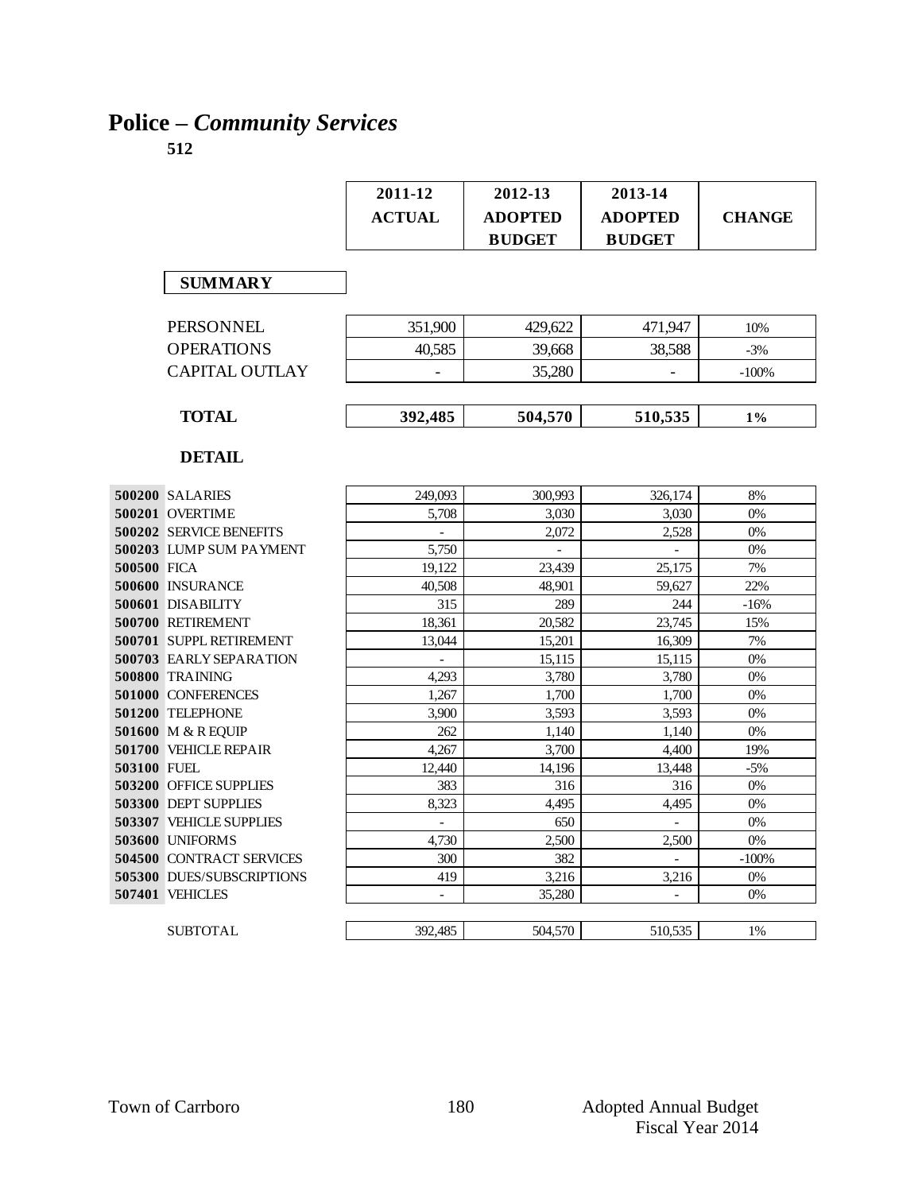# Police – *Community Services*

**512**

| | | 2011-12 ACTUAL | 2012-13 ADOPTED BUDGET | 2013-14 ADOPTED BUDGET | CHANGE |
|---|---|---|---|---|---|
| | **SUMMARY** | | | | |
| | PERSONNEL | 351,900 | 429,622 | 471,947 | 10% |
| | OPERATIONS | 40,585 | 39,668 | 38,588 | -3% |
| | CAPITAL OUTLAY | - | 35,280 | - | -100% |
| | **TOTAL** | **392,485** | **504,570** | **510,535** | **1%** |
| | **DETAIL** | | | | |
| **500200** | SALARIES | 249,093 | 300,993 | 326,174 | 8% |
| **500201** | OVERTIME | 5,708 | 3,030 | 3,030 | 0% |
| **500202** | SERVICE BENEFITS | - | 2,072 | 2,528 | 0% |
| **500203** | LUMP SUM PAYMENT | 5,750 | - | - | 0% |
| **500500** | FICA | 19,122 | 23,439 | 25,175 | 7% |
| **500600** | INSURANCE | 40,508 | 48,901 | 59,627 | 22% |
| **500601** | DISABILITY | 315 | 289 | 244 | -16% |
| **500700** | RETIREMENT | 18,361 | 20,582 | 23,745 | 15% |
| **500701** | SUPPL RETIREMENT | 13,044 | 15,201 | 16,309 | 7% |
| **500703** | EARLY SEPARATION | - | 15,115 | 15,115 | 0% |
| **500800** | TRAINING | 4,293 | 3,780 | 3,780 | 0% |
| **501000** | CONFERENCES | 1,267 | 1,700 | 1,700 | 0% |
| **501200** | TELEPHONE | 3,900 | 3,593 | 3,593 | 0% |
| **501600** | M & R EQUIP | 262 | 1,140 | 1,140 | 0% |
| **501700** | VEHICLE REPAIR | 4,267 | 3,700 | 4,400 | 19% |
| **503100** | FUEL | 12,440 | 14,196 | 13,448 | -5% |
| **503200** | OFFICE SUPPLIES | 383 | 316 | 316 | 0% |
| **503300** | DEPT SUPPLIES | 8,323 | 4,495 | 4,495 | 0% |
| **503307** | VEHICLE SUPPLIES | - | 650 | - | 0% |
| **503600** | UNIFORMS | 4,730 | 2,500 | 2,500 | 0% |
| **504500** | CONTRACT SERVICES | 300 | 382 | - | -100% |
| **505300** | DUES/SUBSCRIPTIONS | 419 | 3,216 | 3,216 | 0% |
| **507401** | VEHICLES | - | 35,280 | - | 0% |
| | SUBTOTAL | 392,485 | 504,570 | 510,535 | 1% |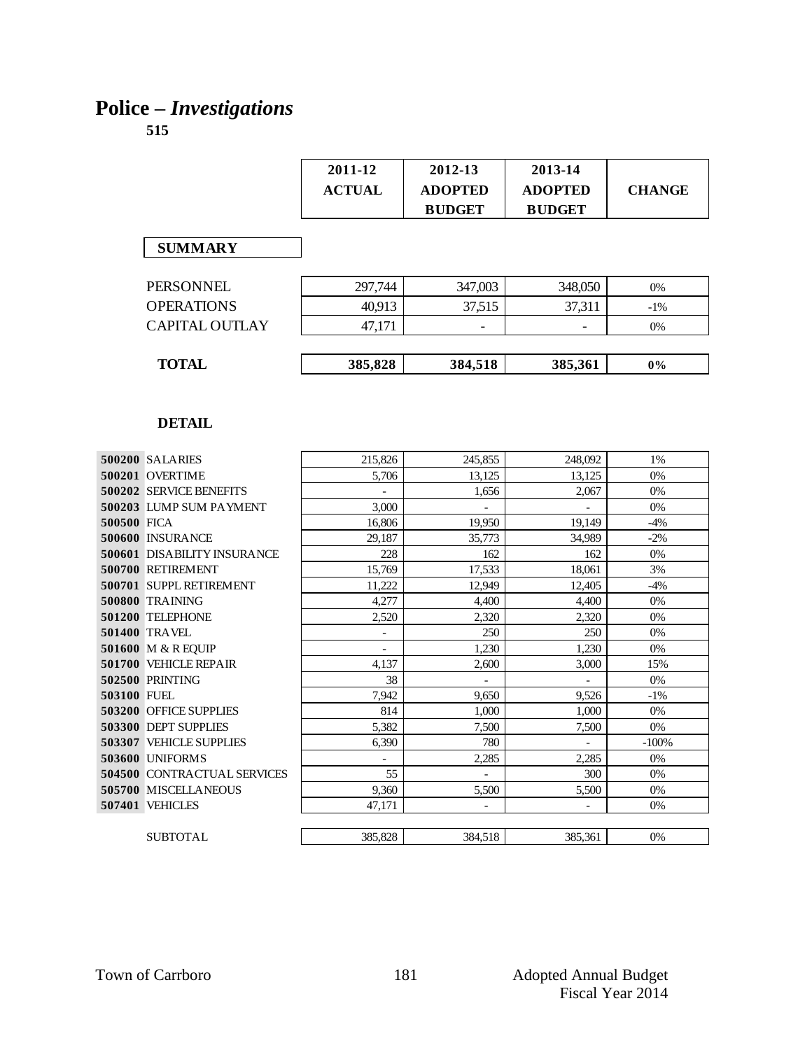# Police – *Investigations*

**515**

| | 2011-12 ACTUAL | 2012-13 ADOPTED BUDGET | 2013-14 ADOPTED BUDGET | CHANGE |
|---|---|---|---|---|
| **SUMMARY** | | | | |
| PERSONNEL | 297,744 | 347,003 | 348,050 | 0% |
| OPERATIONS | 40,913 | 37,515 | 37,311 | -1% |
| CAPITAL OUTLAY | 47,171 | - | - | 0% |
| **TOTAL** | **385,828** | **384,518** | **385,361** | **0%** |

**DETAIL**

| | | 2011-12 ACTUAL | 2012-13 ADOPTED BUDGET | 2013-14 ADOPTED BUDGET | CHANGE |
|---|---|---|---|---|---|
| **500200** | SALARIES | 215,826 | 245,855 | 248,092 | 1% |
| **500201** | OVERTIME | 5,706 | 13,125 | 13,125 | 0% |
| **500202** | SERVICE BENEFITS | - | 1,656 | 2,067 | 0% |
| **500203** | LUMP SUM PAYMENT | 3,000 | - | - | 0% |
| **500500** | FICA | 16,806 | 19,950 | 19,149 | -4% |
| **500600** | INSURANCE | 29,187 | 35,773 | 34,989 | -2% |
| **500601** | DISABILITY INSURANCE | 228 | 162 | 162 | 0% |
| **500700** | RETIREMENT | 15,769 | 17,533 | 18,061 | 3% |
| **500701** | SUPPL RETIREMENT | 11,222 | 12,949 | 12,405 | -4% |
| **500800** | TRAINING | 4,277 | 4,400 | 4,400 | 0% |
| **501200** | TELEPHONE | 2,520 | 2,320 | 2,320 | 0% |
| **501400** | TRAVEL | - | 250 | 250 | 0% |
| **501600** | M & R EQUIP | - | 1,230 | 1,230 | 0% |
| **501700** | VEHICLE REPAIR | 4,137 | 2,600 | 3,000 | 15% |
| **502500** | PRINTING | 38 | - | - | 0% |
| **503100** | FUEL | 7,942 | 9,650 | 9,526 | -1% |
| **503200** | OFFICE SUPPLIES | 814 | 1,000 | 1,000 | 0% |
| **503300** | DEPT SUPPLIES | 5,382 | 7,500 | 7,500 | 0% |
| **503307** | VEHICLE SUPPLIES | 6,390 | 780 | - | -100% |
| **503600** | UNIFORMS | - | 2,285 | 2,285 | 0% |
| **504500** | CONTRACTUAL SERVICES | 55 | - | 300 | 0% |
| **505700** | MISCELLANEOUS | 9,360 | 5,500 | 5,500 | 0% |
| **507401** | VEHICLES | 47,171 | - | - | 0% |
| | SUBTOTAL | 385,828 | 384,518 | 385,361 | 0% |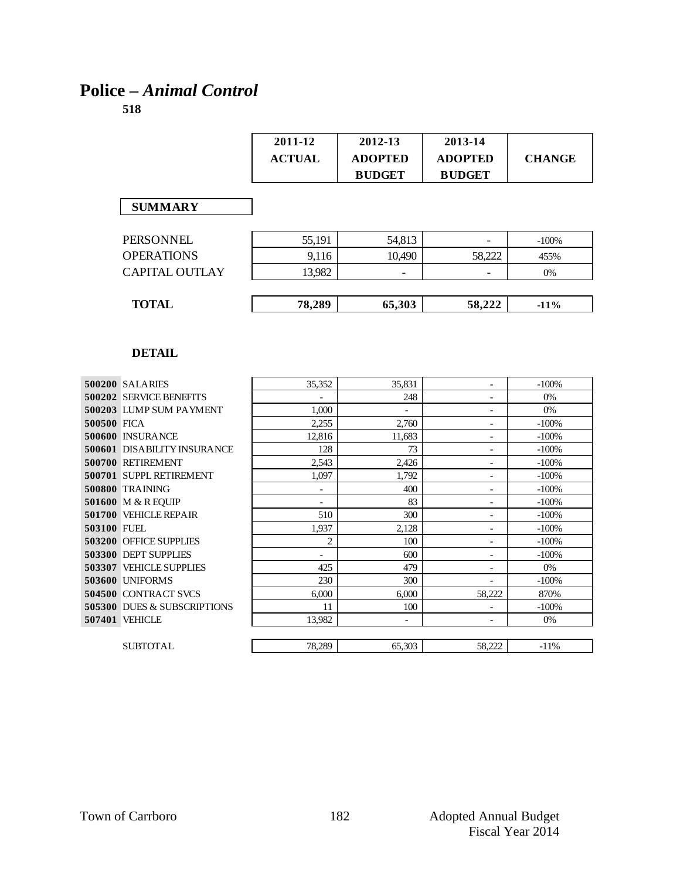# Police – *Animal Control*

**518**

| | 2011-12 ACTUAL | 2012-13 ADOPTED BUDGET | 2013-14 ADOPTED BUDGET | CHANGE |
|---|---|---|---|---|
| **SUMMARY** | | | | |
| PERSONNEL | 55,191 | 54,813 | - | -100% |
| OPERATIONS | 9,116 | 10,490 | 58,222 | 455% |
| CAPITAL OUTLAY | 13,982 | - | - | 0% |
| **TOTAL** | **78,289** | **65,303** | **58,222** | **-11%** |

**DETAIL**

| | | 2011-12 ACTUAL | 2012-13 ADOPTED BUDGET | 2013-14 ADOPTED BUDGET | CHANGE |
|---|---|---|---|---|---|
| **500200** | SALARIES | 35,352 | 35,831 | - | -100% |
| **500202** | SERVICE BENEFITS | - | 248 | - | 0% |
| **500203** | LUMP SUM PAYMENT | 1,000 | - | - | 0% |
| **500500** | FICA | 2,255 | 2,760 | - | -100% |
| **500600** | INSURANCE | 12,816 | 11,683 | - | -100% |
| **500601** | DISABILITY INSURANCE | 128 | 73 | - | -100% |
| **500700** | RETIREMENT | 2,543 | 2,426 | - | -100% |
| **500701** | SUPPL RETIREMENT | 1,097 | 1,792 | - | -100% |
| **500800** | TRAINING | - | 400 | - | -100% |
| **501600** | M & R EQUIP | - | 83 | - | -100% |
| **501700** | VEHICLE REPAIR | 510 | 300 | - | -100% |
| **503100** | FUEL | 1,937 | 2,128 | - | -100% |
| **503200** | OFFICE SUPPLIES | 2 | 100 | - | -100% |
| **503300** | DEPT SUPPLIES | - | 600 | - | -100% |
| **503307** | VEHICLE SUPPLIES | 425 | 479 | - | 0% |
| **503600** | UNIFORMS | 230 | 300 | - | -100% |
| **504500** | CONTRACT SVCS | 6,000 | 6,000 | 58,222 | 870% |
| **505300** | DUES & SUBSCRIPTIONS | 11 | 100 | - | -100% |
| **507401** | VEHICLE | 13,982 | - | - | 0% |
| | SUBTOTAL | 78,289 | 65,303 | 58,222 | -11% |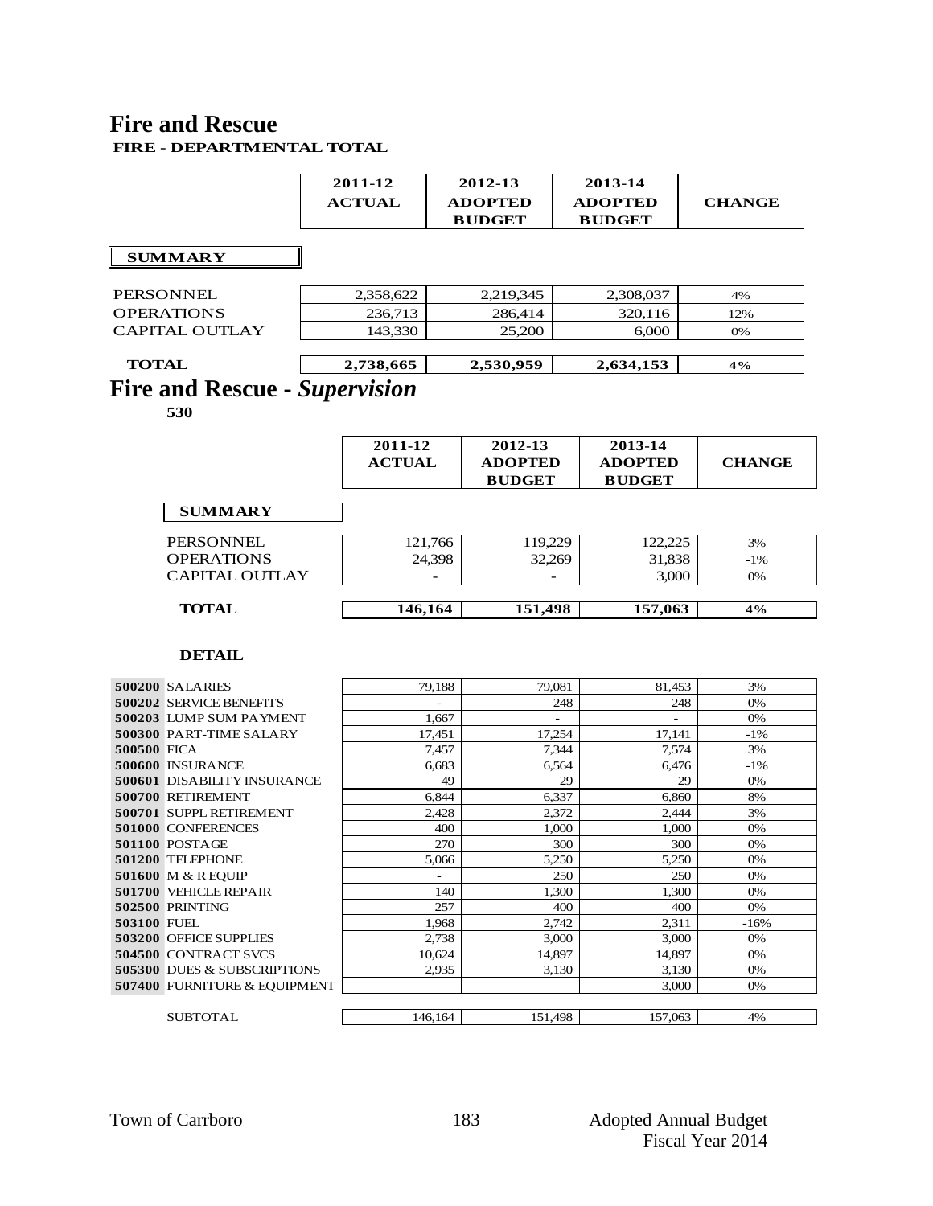# Fire and Rescue

**FIRE - DEPARTMENTAL TOTAL**

| | 2011-12 ACTUAL | 2012-13 ADOPTED BUDGET | 2013-14 ADOPTED BUDGET | CHANGE |
|---|---|---|---|---|
| **SUMMARY** | | | | |
| PERSONNEL | 2,358,622 | 2,219,345 | 2,308,037 | 4% |
| OPERATIONS | 236,713 | 286,414 | 320,116 | 12% |
| CAPITAL OUTLAY | 143,330 | 25,200 | 6,000 | 0% |
| **TOTAL** | **2,738,665** | **2,530,959** | **2,634,153** | **4%** |

# Fire and Rescue - *Supervision*

**530**

| | 2011-12 ACTUAL | 2012-13 ADOPTED BUDGET | 2013-14 ADOPTED BUDGET | CHANGE |
|---|---|---|---|---|
| **SUMMARY** | | | | |
| PERSONNEL | 121,766 | 119,229 | 122,225 | 3% |
| OPERATIONS | 24,398 | 32,269 | 31,838 | -1% |
| CAPITAL OUTLAY | - | - | 3,000 | 0% |
| **TOTAL** | **146,164** | **151,498** | **157,063** | **4%** |

**DETAIL**

| | | 2011-12 ACTUAL | 2012-13 ADOPTED BUDGET | 2013-14 ADOPTED BUDGET | CHANGE |
|---|---|---|---|---|---|
| **500200** | SALARIES | 79,188 | 79,081 | 81,453 | 3% |
| **500202** | SERVICE BENEFITS | - | 248 | 248 | 0% |
| **500203** | LUMP SUM PAYMENT | 1,667 | - | - | 0% |
| **500300** | PART-TIME SALARY | 17,451 | 17,254 | 17,141 | -1% |
| **500500** | FICA | 7,457 | 7,344 | 7,574 | 3% |
| **500600** | INSURANCE | 6,683 | 6,564 | 6,476 | -1% |
| **500601** | DISABILITY INSURANCE | 49 | 29 | 29 | 0% |
| **500700** | RETIREMENT | 6,844 | 6,337 | 6,860 | 8% |
| **500701** | SUPPL RETIREMENT | 2,428 | 2,372 | 2,444 | 3% |
| **501000** | CONFERENCES | 400 | 1,000 | 1,000 | 0% |
| **501100** | POSTAGE | 270 | 300 | 300 | 0% |
| **501200** | TELEPHONE | 5,066 | 5,250 | 5,250 | 0% |
| **501600** | M & R EQUIP | - | 250 | 250 | 0% |
| **501700** | VEHICLE REPAIR | 140 | 1,300 | 1,300 | 0% |
| **502500** | PRINTING | 257 | 400 | 400 | 0% |
| **503100** | FUEL | 1,968 | 2,742 | 2,311 | -16% |
| **503200** | OFFICE SUPPLIES | 2,738 | 3,000 | 3,000 | 0% |
| **504500** | CONTRACT SVCS | 10,624 | 14,897 | 14,897 | 0% |
| **505300** | DUES & SUBSCRIPTIONS | 2,935 | 3,130 | 3,130 | 0% |
| **507400** | FURNITURE & EQUIPMENT | | | 3,000 | 0% |
| | SUBTOTAL | 146,164 | 151,498 | 157,063 | 4% |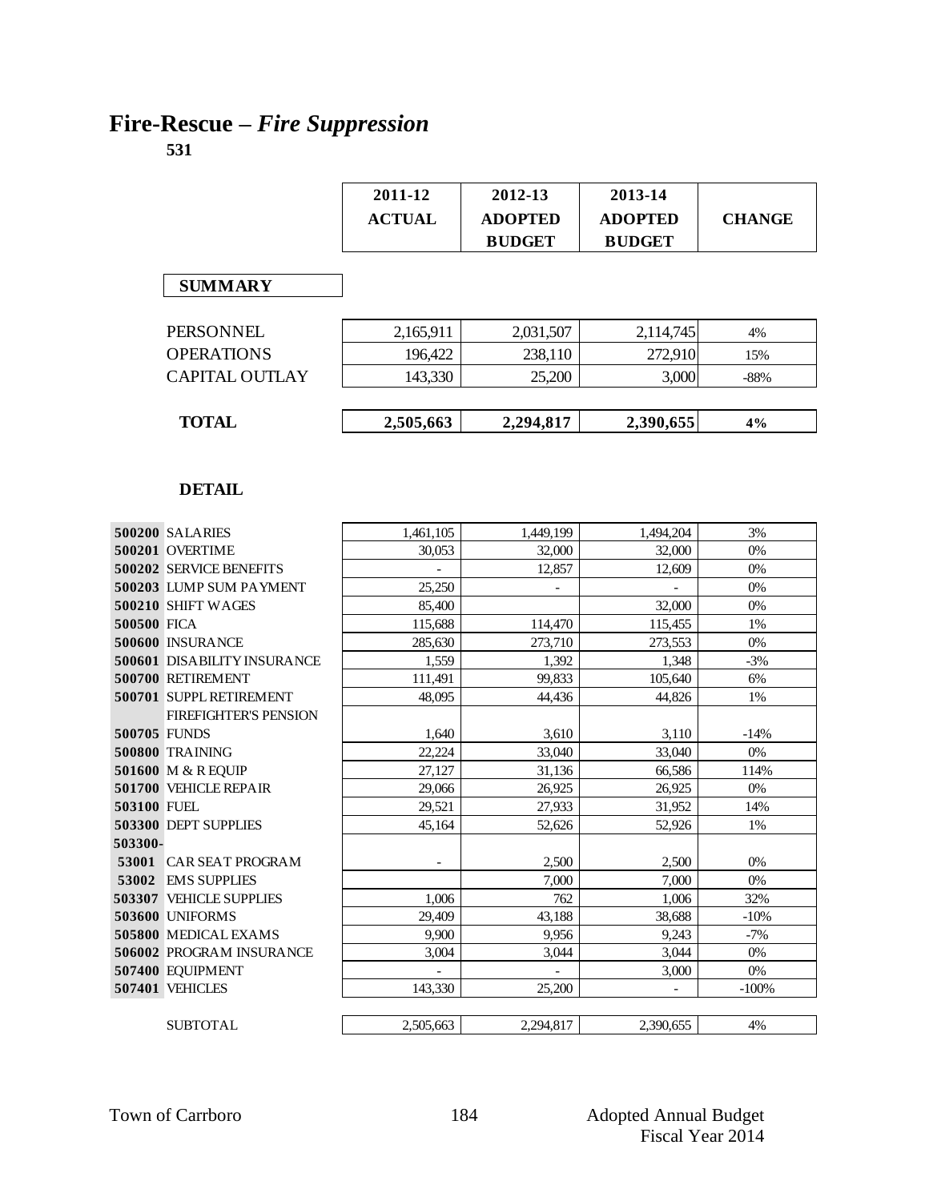# Fire-Rescue – *Fire Suppression*

**531**

| | 2011-12 ACTUAL | 2012-13 ADOPTED BUDGET | 2013-14 ADOPTED BUDGET | CHANGE |
|---|---|---|---|---|
| **SUMMARY** | | | | |
| PERSONNEL | 2,165,911 | 2,031,507 | 2,114,745 | 4% |
| OPERATIONS | 196,422 | 238,110 | 272,910 | 15% |
| CAPITAL OUTLAY | 143,330 | 25,200 | 3,000 | -88% |
| **TOTAL** | **2,505,663** | **2,294,817** | **2,390,655** | **4%** |

**DETAIL**

| | | 2011-12 ACTUAL | 2012-13 ADOPTED BUDGET | 2013-14 ADOPTED BUDGET | CHANGE |
|---|---|---|---|---|---|
| **500200** | SALARIES | 1,461,105 | 1,449,199 | 1,494,204 | 3% |
| **500201** | OVERTIME | 30,053 | 32,000 | 32,000 | 0% |
| **500202** | SERVICE BENEFITS | - | 12,857 | 12,609 | 0% |
| **500203** | LUMP SUM PAYMENT | 25,250 | - | - | 0% |
| **500210** | SHIFT WAGES | 85,400 | | 32,000 | 0% |
| **500500** | FICA | 115,688 | 114,470 | 115,455 | 1% |
| **500600** | INSURANCE | 285,630 | 273,710 | 273,553 | 0% |
| **500601** | DISABILITY INSURANCE | 1,559 | 1,392 | 1,348 | -3% |
| **500700** | RETIREMENT | 111,491 | 99,833 | 105,640 | 6% |
| **500701** | SUPPL RETIREMENT | 48,095 | 44,436 | 44,826 | 1% |
| **500705** | FIREFIGHTER'S PENSION FUNDS | 1,640 | 3,610 | 3,110 | -14% |
| **500800** | TRAINING | 22,224 | 33,040 | 33,040 | 0% |
| **501600** | M & R EQUIP | 27,127 | 31,136 | 66,586 | 114% |
| **501700** | VEHICLE REPAIR | 29,066 | 26,925 | 26,925 | 0% |
| **503100** | FUEL | 29,521 | 27,933 | 31,952 | 14% |
| **503300** | DEPT SUPPLIES | 45,164 | 52,626 | 52,926 | 1% |
| **503300-53001** | CAR SEAT PROGRAM | - | 2,500 | 2,500 | 0% |
| **53002** | EMS SUPPLIES | | 7,000 | 7,000 | 0% |
| **503307** | VEHICLE SUPPLIES | 1,006 | 762 | 1,006 | 32% |
| **503600** | UNIFORMS | 29,409 | 43,188 | 38,688 | -10% |
| **505800** | MEDICAL EXAMS | 9,900 | 9,956 | 9,243 | -7% |
| **506002** | PROGRAM INSURANCE | 3,004 | 3,044 | 3,044 | 0% |
| **507400** | EQUIPMENT | - | - | 3,000 | 0% |
| **507401** | VEHICLES | 143,330 | 25,200 | - | -100% |
| | SUBTOTAL | 2,505,663 | 2,294,817 | 2,390,655 | 4% |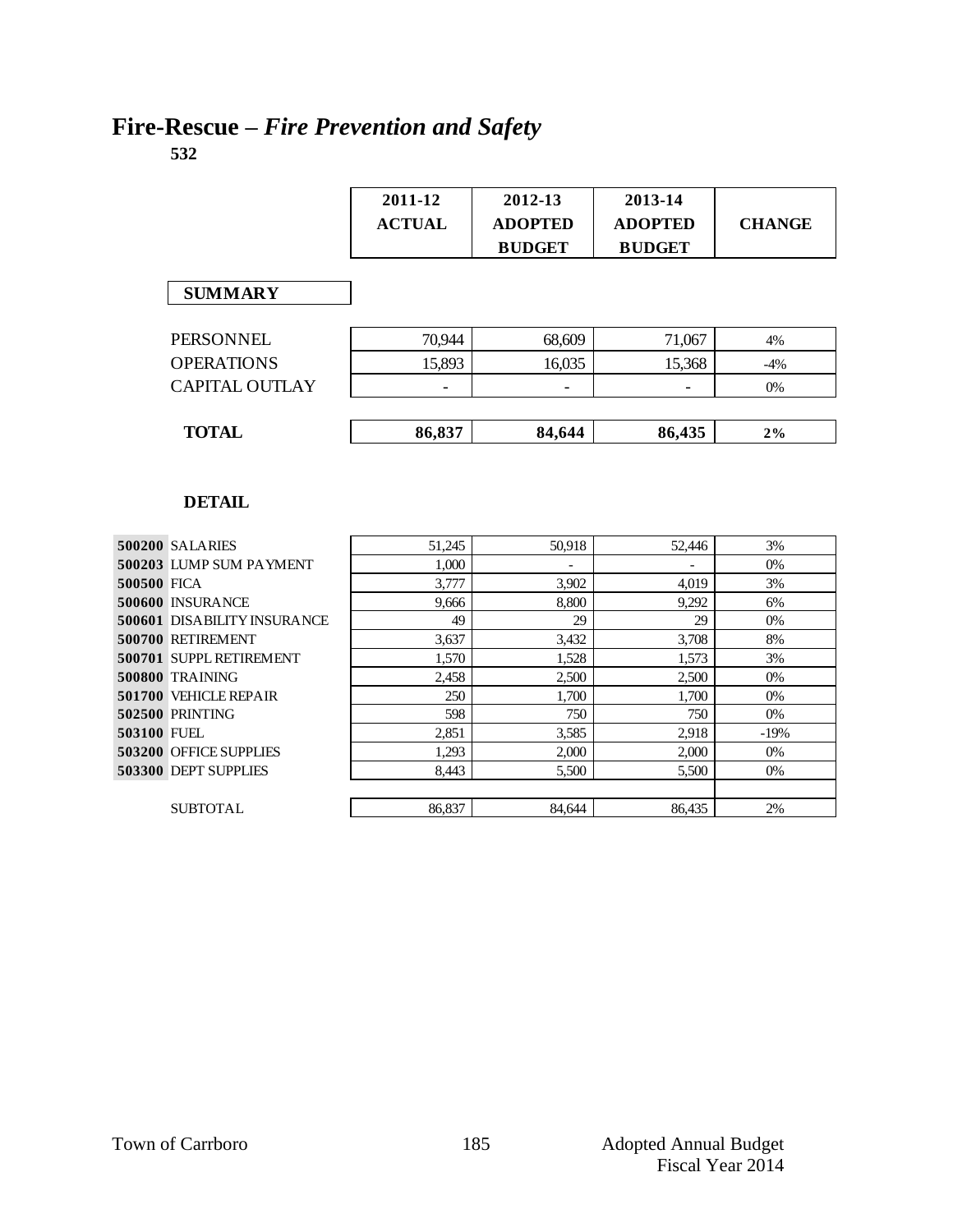# Fire-Rescue – *Fire Prevention and Safety*

**532**

| | 2011-12 ACTUAL | 2012-13 ADOPTED BUDGET | 2013-14 ADOPTED BUDGET | CHANGE |
|---|---|---|---|---|
| **SUMMARY** | | | | |
| PERSONNEL | 70,944 | 68,609 | 71,067 | 4% |
| OPERATIONS | 15,893 | 16,035 | 15,368 | -4% |
| CAPITAL OUTLAY | - | - | - | 0% |
| **TOTAL** | **86,837** | **84,644** | **86,435** | **2%** |

**DETAIL**

| | | 2011-12 ACTUAL | 2012-13 ADOPTED BUDGET | 2013-14 ADOPTED BUDGET | CHANGE |
|---|---|---|---|---|---|
| **500200** | SALARIES | 51,245 | 50,918 | 52,446 | 3% |
| **500203** | LUMP SUM PAYMENT | 1,000 | - | - | 0% |
| **500500** | FICA | 3,777 | 3,902 | 4,019 | 3% |
| **500600** | INSURANCE | 9,666 | 8,800 | 9,292 | 6% |
| **500601** | DISABILITY INSURANCE | 49 | 29 | 29 | 0% |
| **500700** | RETIREMENT | 3,637 | 3,432 | 3,708 | 8% |
| **500701** | SUPPL RETIREMENT | 1,570 | 1,528 | 1,573 | 3% |
| **500800** | TRAINING | 2,458 | 2,500 | 2,500 | 0% |
| **501700** | VEHICLE REPAIR | 250 | 1,700 | 1,700 | 0% |
| **502500** | PRINTING | 598 | 750 | 750 | 0% |
| **503100** | FUEL | 2,851 | 3,585 | 2,918 | -19% |
| **503200** | OFFICE SUPPLIES | 1,293 | 2,000 | 2,000 | 0% |
| **503300** | DEPT SUPPLIES | 8,443 | 5,500 | 5,500 | 0% |
| | SUBTOTAL | 86,837 | 84,644 | 86,435 | 2% |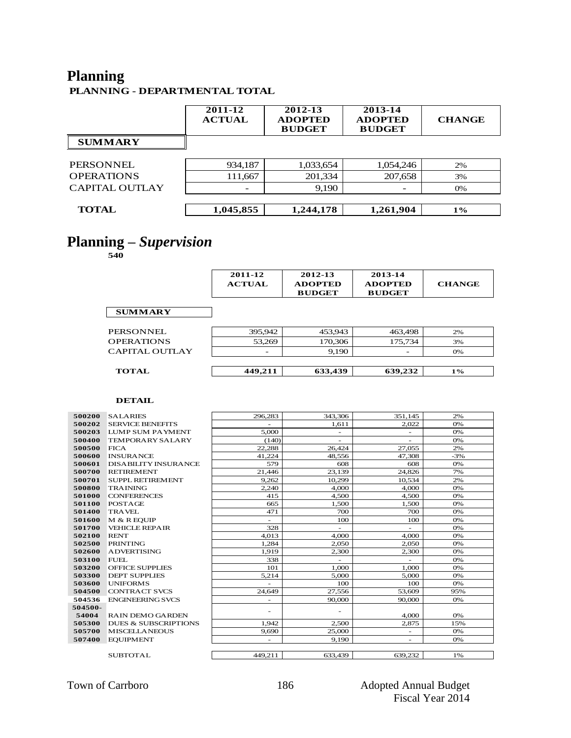# Planning

**PLANNING - DEPARTMENTAL TOTAL**

| SUMMARY | 2011-12 ACTUAL | 2012-13 ADOPTED BUDGET | 2013-14 ADOPTED BUDGET | CHANGE |
|---|---|---|---|---|
| PERSONNEL | 934,187 | 1,033,654 | 1,054,246 | 2% |
| OPERATIONS | 111,667 | 201,334 | 207,658 | 3% |
| CAPITAL OUTLAY | - | 9,190 | - | 0% |
| **TOTAL** | **1,045,855** | **1,244,178** | **1,261,904** | **1%** |

# Planning – *Supervision*

**540**

| SUMMARY | 2011-12 ACTUAL | 2012-13 ADOPTED BUDGET | 2013-14 ADOPTED BUDGET | CHANGE |
|---|---|---|---|---|
| PERSONNEL | 395,942 | 453,943 | 463,498 | 2% |
| OPERATIONS | 53,269 | 170,306 | 175,734 | 3% |
| CAPITAL OUTLAY | - | 9,190 | - | 0% |
| **TOTAL** | **449,211** | **633,439** | **639,232** | **1%** |

**DETAIL**

| Code | Item | 2011-12 ACTUAL | 2012-13 ADOPTED BUDGET | 2013-14 ADOPTED BUDGET | CHANGE |
|---|---|---|---|---|---|
| 500200 | SALARIES | 296,283 | 343,306 | 351,145 | 2% |
| 500202 | SERVICE BENEFITS | - | 1,611 | 2,022 | 0% |
| 500203 | LUMP SUM PAYMENT | 5,000 | - | - | 0% |
| 500400 | TEMPORARY SALARY | (140) | - | - | 0% |
| 500500 | FICA | 22,288 | 26,424 | 27,055 | 2% |
| 500600 | INSURANCE | 41,224 | 48,556 | 47,308 | -3% |
| 500601 | DISABILITY INSURANCE | 579 | 608 | 608 | 0% |
| 500700 | RETIREMENT | 21,446 | 23,139 | 24,826 | 7% |
| 500701 | SUPPL RETIREMENT | 9,262 | 10,299 | 10,534 | 2% |
| 500800 | TRAINING | 2,240 | 4,000 | 4,000 | 0% |
| 501000 | CONFERENCES | 415 | 4,500 | 4,500 | 0% |
| 501100 | POSTAGE | 665 | 1,500 | 1,500 | 0% |
| 501400 | TRAVEL | 471 | 700 | 700 | 0% |
| 501600 | M & R EQUIP | - | 100 | 100 | 0% |
| 501700 | VEHICLE REPAIR | 328 | - | - | 0% |
| 502100 | RENT | 4,013 | 4,000 | 4,000 | 0% |
| 502500 | PRINTING | 1,284 | 2,050 | 2,050 | 0% |
| 502600 | ADVERTISING | 1,919 | 2,300 | 2,300 | 0% |
| 503100 | FUEL | 338 | - | - | 0% |
| 503200 | OFFICE SUPPLIES | 101 | 1,000 | 1,000 | 0% |
| 503300 | DEPT SUPPLIES | 5,214 | 5,000 | 5,000 | 0% |
| 503600 | UNIFORMS | - | 100 | 100 | 0% |
| 504500 | CONTRACT SVCS | 24,649 | 27,556 | 53,609 | 95% |
| 504536 | ENGINEERING SVCS | - | 90,000 | 90,000 | 0% |
| 504500-54004 | RAIN DEMO GARDEN | - | - | 4,000 | 0% |
| 505300 | DUES & SUBSCRIPTIONS | 1,942 | 2,500 | 2,875 | 15% |
| 505700 | MISCELLANEOUS | 9,690 | 25,000 | - | 0% |
| 507400 | EQUIPMENT | - | 9,190 | - | 0% |
| | SUBTOTAL | 449,211 | 633,439 | 639,232 | 1% |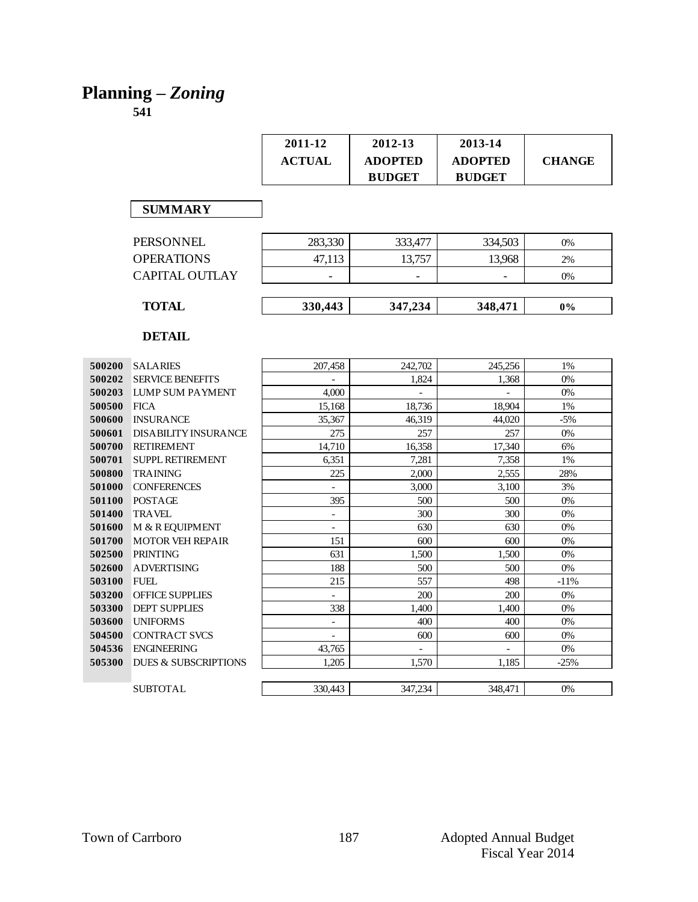# Planning – *Zoning*

**541**

| | 2011-12 ACTUAL | 2012-13 ADOPTED BUDGET | 2013-14 ADOPTED BUDGET | CHANGE |
|---|---|---|---|---|
| **SUMMARY** | | | | |
| PERSONNEL | 283,330 | 333,477 | 334,503 | 0% |
| OPERATIONS | 47,113 | 13,757 | 13,968 | 2% |
| CAPITAL OUTLAY | - | - | - | 0% |
| **TOTAL** | **330,443** | **347,234** | **348,471** | **0%** |

**DETAIL**

| Code | Description | 2011-12 ACTUAL | 2012-13 ADOPTED BUDGET | 2013-14 ADOPTED BUDGET | CHANGE |
|---|---|---|---|---|---|
| 500200 | SALARIES | 207,458 | 242,702 | 245,256 | 1% |
| 500202 | SERVICE BENEFITS | - | 1,824 | 1,368 | 0% |
| 500203 | LUMP SUM PAYMENT | 4,000 | - | - | 0% |
| 500500 | FICA | 15,168 | 18,736 | 18,904 | 1% |
| 500600 | INSURANCE | 35,367 | 46,319 | 44,020 | -5% |
| 500601 | DISABILITY INSURANCE | 275 | 257 | 257 | 0% |
| 500700 | RETIREMENT | 14,710 | 16,358 | 17,340 | 6% |
| 500701 | SUPPL RETIREMENT | 6,351 | 7,281 | 7,358 | 1% |
| 500800 | TRAINING | 225 | 2,000 | 2,555 | 28% |
| 501000 | CONFERENCES | - | 3,000 | 3,100 | 3% |
| 501100 | POSTAGE | 395 | 500 | 500 | 0% |
| 501400 | TRAVEL | - | 300 | 300 | 0% |
| 501600 | M & R EQUIPMENT | - | 630 | 630 | 0% |
| 501700 | MOTOR VEH REPAIR | 151 | 600 | 600 | 0% |
| 502500 | PRINTING | 631 | 1,500 | 1,500 | 0% |
| 502600 | ADVERTISING | 188 | 500 | 500 | 0% |
| 503100 | FUEL | 215 | 557 | 498 | -11% |
| 503200 | OFFICE SUPPLIES | - | 200 | 200 | 0% |
| 503300 | DEPT SUPPLIES | 338 | 1,400 | 1,400 | 0% |
| 503600 | UNIFORMS | - | 400 | 400 | 0% |
| 504500 | CONTRACT SVCS | - | 600 | 600 | 0% |
| 504536 | ENGINEERING | 43,765 | - | - | 0% |
| 505300 | DUES & SUBSCRIPTIONS | 1,205 | 1,570 | 1,185 | -25% |
| | SUBTOTAL | 330,443 | 347,234 | 348,471 | 0% |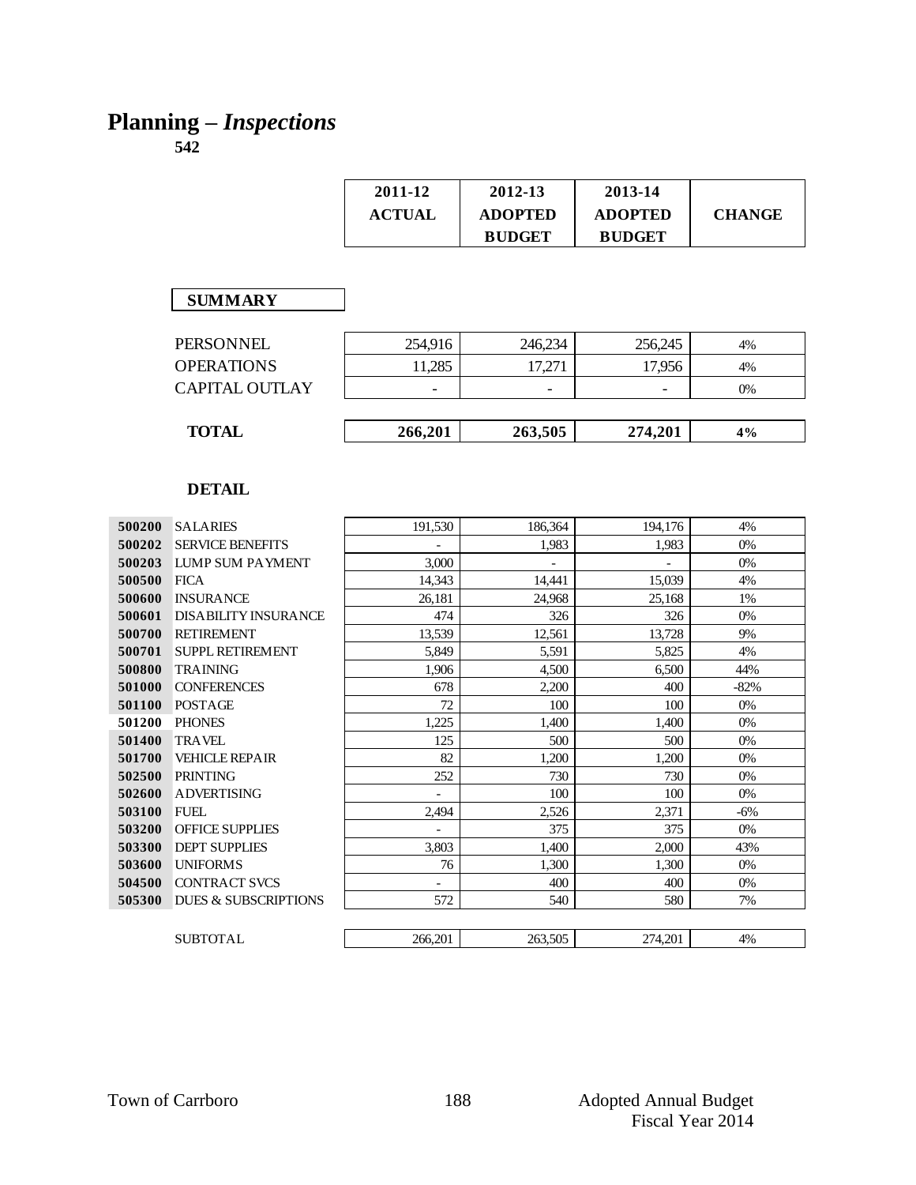# Planning – *Inspections*

**542**

| | 2011-12 ACTUAL | 2012-13 ADOPTED BUDGET | 2013-14 ADOPTED BUDGET | CHANGE |
|---|---|---|---|---|
| **SUMMARY** | | | | |
| PERSONNEL | 254,916 | 246,234 | 256,245 | 4% |
| OPERATIONS | 11,285 | 17,271 | 17,956 | 4% |
| CAPITAL OUTLAY | - | - | - | 0% |
| **TOTAL** | **266,201** | **263,505** | **274,201** | **4%** |

**DETAIL**

| | | 2011-12 ACTUAL | 2012-13 ADOPTED BUDGET | 2013-14 ADOPTED BUDGET | CHANGE |
|---|---|---|---|---|---|
| **500200** | SALARIES | 191,530 | 186,364 | 194,176 | 4% |
| **500202** | SERVICE BENEFITS | - | 1,983 | 1,983 | 0% |
| **500203** | LUMP SUM PAYMENT | 3,000 | - | - | 0% |
| **500500** | FICA | 14,343 | 14,441 | 15,039 | 4% |
| **500600** | INSURANCE | 26,181 | 24,968 | 25,168 | 1% |
| **500601** | DISABILITY INSURANCE | 474 | 326 | 326 | 0% |
| **500700** | RETIREMENT | 13,539 | 12,561 | 13,728 | 9% |
| **500701** | SUPPL RETIREMENT | 5,849 | 5,591 | 5,825 | 4% |
| **500800** | TRAINING | 1,906 | 4,500 | 6,500 | 44% |
| **501000** | CONFERENCES | 678 | 2,200 | 400 | -82% |
| **501100** | POSTAGE | 72 | 100 | 100 | 0% |
| **501200** | PHONES | 1,225 | 1,400 | 1,400 | 0% |
| **501400** | TRAVEL | 125 | 500 | 500 | 0% |
| **501700** | VEHICLE REPAIR | 82 | 1,200 | 1,200 | 0% |
| **502500** | PRINTING | 252 | 730 | 730 | 0% |
| **502600** | ADVERTISING | - | 100 | 100 | 0% |
| **503100** | FUEL | 2,494 | 2,526 | 2,371 | -6% |
| **503200** | OFFICE SUPPLIES | - | 375 | 375 | 0% |
| **503300** | DEPT SUPPLIES | 3,803 | 1,400 | 2,000 | 43% |
| **503600** | UNIFORMS | 76 | 1,300 | 1,300 | 0% |
| **504500** | CONTRACT SVCS | - | 400 | 400 | 0% |
| **505300** | DUES & SUBSCRIPTIONS | 572 | 540 | 580 | 7% |
| | SUBTOTAL | 266,201 | 263,505 | 274,201 | 4% |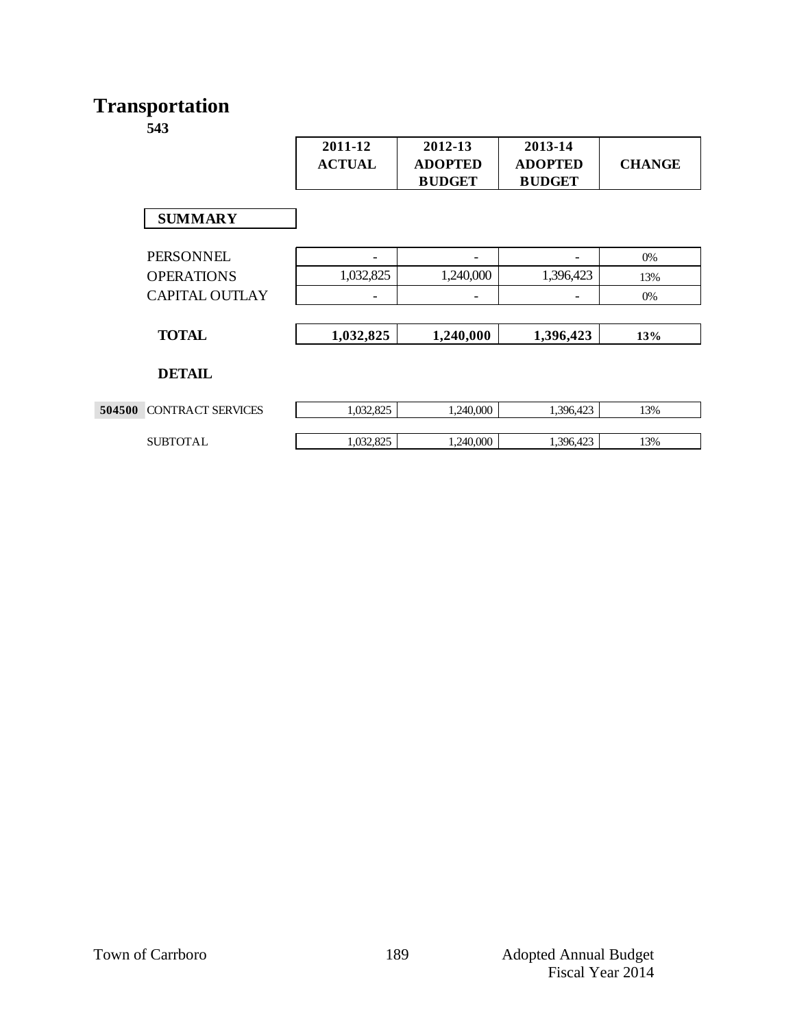# Transportation

**543**

| | | 2011-12 ACTUAL | 2012-13 ADOPTED BUDGET | 2013-14 ADOPTED BUDGET | CHANGE |
|---|---|---|---|---|---|
| | **SUMMARY** | | | | |
| | PERSONNEL | - | - | - | 0% |
| | OPERATIONS | 1,032,825 | 1,240,000 | 1,396,423 | 13% |
| | CAPITAL OUTLAY | - | - | - | 0% |
| | **TOTAL** | **1,032,825** | **1,240,000** | **1,396,423** | **13%** |
| | **DETAIL** | | | | |
| **504500** | CONTRACT SERVICES | 1,032,825 | 1,240,000 | 1,396,423 | 13% |
| | SUBTOTAL | 1,032,825 | 1,240,000 | 1,396,423 | 13% |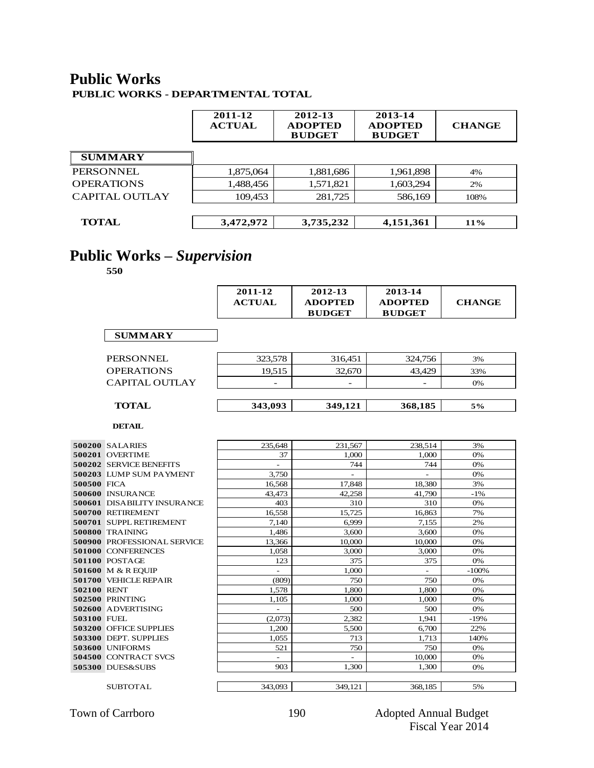# Public Works

**PUBLIC WORKS - DEPARTMENTAL TOTAL**

| SUMMARY | 2011-12 ACTUAL | 2012-13 ADOPTED BUDGET | 2013-14 ADOPTED BUDGET | CHANGE |
|---|---|---|---|---|
| PERSONNEL | 1,875,064 | 1,881,686 | 1,961,898 | 4% |
| OPERATIONS | 1,488,456 | 1,571,821 | 1,603,294 | 2% |
| CAPITAL OUTLAY | 109,453 | 281,725 | 586,169 | 108% |
| **TOTAL** | **3,472,972** | **3,735,232** | **4,151,361** | **11%** |

# Public Works – *Supervision*

**550**

| SUMMARY | 2011-12 ACTUAL | 2012-13 ADOPTED BUDGET | 2013-14 ADOPTED BUDGET | CHANGE |
|---|---|---|---|---|
| PERSONNEL | 323,578 | 316,451 | 324,756 | 3% |
| OPERATIONS | 19,515 | 32,670 | 43,429 | 33% |
| CAPITAL OUTLAY | - | - | - | 0% |
| **TOTAL** | **343,093** | **349,121** | **368,185** | **5%** |

**DETAIL**

| | | 2011-12 ACTUAL | 2012-13 ADOPTED BUDGET | 2013-14 ADOPTED BUDGET | CHANGE |
|---|---|---|---|---|---|
| **500200** | SALARIES | 235,648 | 231,567 | 238,514 | 3% |
| **500201** | OVERTIME | 37 | 1,000 | 1,000 | 0% |
| **500202** | SERVICE BENEFITS | - | 744 | 744 | 0% |
| **500203** | LUMP SUM PAYMENT | 3,750 | - | - | 0% |
| **500500** | FICA | 16,568 | 17,848 | 18,380 | 3% |
| **500600** | INSURANCE | 43,473 | 42,258 | 41,790 | -1% |
| **500601** | DISABILITY INSURANCE | 403 | 310 | 310 | 0% |
| **500700** | RETIREMENT | 16,558 | 15,725 | 16,863 | 7% |
| **500701** | SUPPL RETIREMENT | 7,140 | 6,999 | 7,155 | 2% |
| **500800** | TRAINING | 1,486 | 3,600 | 3,600 | 0% |
| **500900** | PROFESSIONAL SERVICE | 13,366 | 10,000 | 10,000 | 0% |
| **501000** | CONFERENCES | 1,058 | 3,000 | 3,000 | 0% |
| **501100** | POSTAGE | 123 | 375 | 375 | 0% |
| **501600** | M & R EQUIP | - | 1,000 | - | -100% |
| **501700** | VEHICLE REPAIR | (809) | 750 | 750 | 0% |
| **502100** | RENT | 1,578 | 1,800 | 1,800 | 0% |
| **502500** | PRINTING | 1,105 | 1,000 | 1,000 | 0% |
| **502600** | ADVERTISING | - | 500 | 500 | 0% |
| **503100** | FUEL | (2,073) | 2,382 | 1,941 | -19% |
| **503200** | OFFICE SUPPLIES | 1,200 | 5,500 | 6,700 | 22% |
| **503300** | DEPT. SUPPLIES | 1,055 | 713 | 1,713 | 140% |
| **503600** | UNIFORMS | 521 | 750 | 750 | 0% |
| **504500** | CONTRACT SVCS | - | - | 10,000 | 0% |
| **505300** | DUES&SUBS | 903 | 1,300 | 1,300 | 0% |
| | SUBTOTAL | 343,093 | 349,121 | 368,185 | 5% |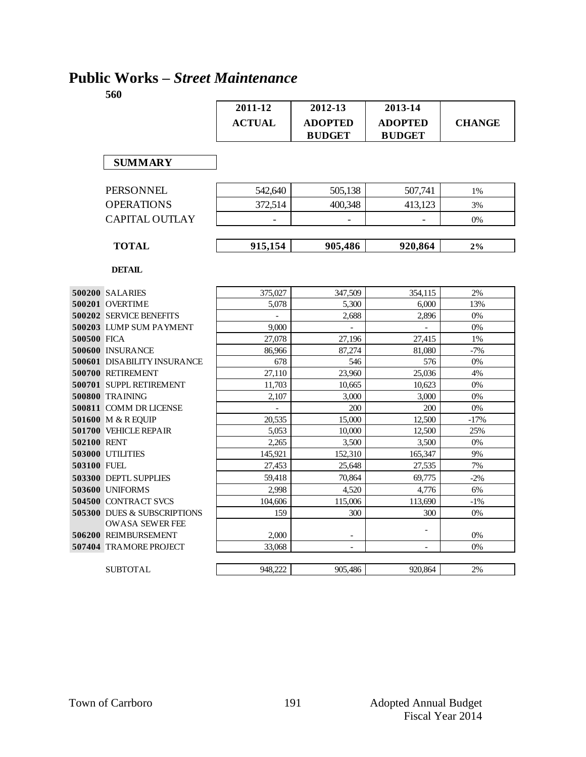# Public Works – *Street Maintenance*

**560**

| | 2011-12 ACTUAL | 2012-13 ADOPTED BUDGET | 2013-14 ADOPTED BUDGET | CHANGE |
|---|---|---|---|---|
| **SUMMARY** | | | | |
| PERSONNEL | 542,640 | 505,138 | 507,741 | 1% |
| OPERATIONS | 372,514 | 400,348 | 413,123 | 3% |
| CAPITAL OUTLAY | - | - | - | 0% |
| **TOTAL** | **915,154** | **905,486** | **920,864** | **2%** |

**DETAIL**

| | | 2011-12 ACTUAL | 2012-13 ADOPTED BUDGET | 2013-14 ADOPTED BUDGET | CHANGE |
|---|---|---|---|---|---|
| **500200** | SALARIES | 375,027 | 347,509 | 354,115 | 2% |
| **500201** | OVERTIME | 5,078 | 5,300 | 6,000 | 13% |
| **500202** | SERVICE BENEFITS | - | 2,688 | 2,896 | 0% |
| **500203** | LUMP SUM PAYMENT | 9,000 | - | - | 0% |
| **500500** | FICA | 27,078 | 27,196 | 27,415 | 1% |
| **500600** | INSURANCE | 86,966 | 87,274 | 81,080 | -7% |
| **500601** | DISABILITY INSURANCE | 678 | 546 | 576 | 0% |
| **500700** | RETIREMENT | 27,110 | 23,960 | 25,036 | 4% |
| **500701** | SUPPL RETIREMENT | 11,703 | 10,665 | 10,623 | 0% |
| **500800** | TRAINING | 2,107 | 3,000 | 3,000 | 0% |
| **500811** | COMM DR LICENSE | - | 200 | 200 | 0% |
| **501600** | M & R EQUIP | 20,535 | 15,000 | 12,500 | -17% |
| **501700** | VEHICLE REPAIR | 5,053 | 10,000 | 12,500 | 25% |
| **502100** | RENT | 2,265 | 3,500 | 3,500 | 0% |
| **503000** | UTILITIES | 145,921 | 152,310 | 165,347 | 9% |
| **503100** | FUEL | 27,453 | 25,648 | 27,535 | 7% |
| **503300** | DEPTL SUPPLIES | 59,418 | 70,864 | 69,775 | -2% |
| **503600** | UNIFORMS | 2,998 | 4,520 | 4,776 | 6% |
| **504500** | CONTRACT SVCS | 104,606 | 115,006 | 113,690 | -1% |
| **505300** | DUES & SUBSCRIPTIONS | 159 | 300 | 300 | 0% |
| **506200** | OWASA SEWER FEE REIMBURSEMENT | 2,000 | - | - | 0% |
| **507404** | TRAMORE PROJECT | 33,068 | - | - | 0% |
| | SUBTOTAL | 948,222 | 905,486 | 920,864 | 2% |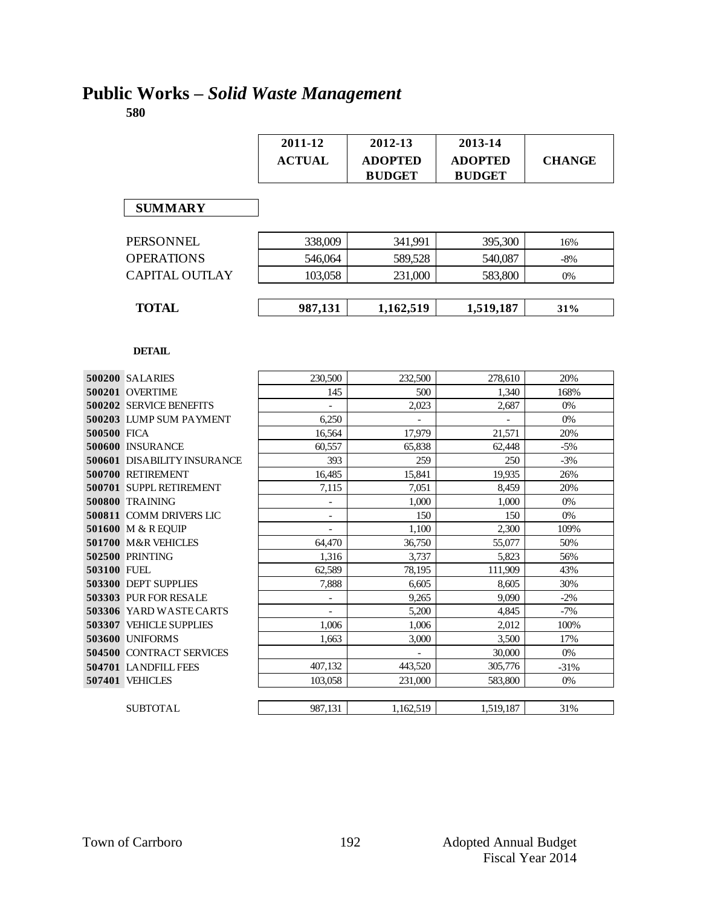# Public Works – *Solid Waste Management*

**580**

| | 2011-12 ACTUAL | 2012-13 ADOPTED BUDGET | 2013-14 ADOPTED BUDGET | CHANGE |
|---|---|---|---|---|
| **SUMMARY** | | | | |
| PERSONNEL | 338,009 | 341,991 | 395,300 | 16% |
| OPERATIONS | 546,064 | 589,528 | 540,087 | -8% |
| CAPITAL OUTLAY | 103,058 | 231,000 | 583,800 | 0% |
| **TOTAL** | **987,131** | **1,162,519** | **1,519,187** | **31%** |

**DETAIL**

| | | 2011-12 ACTUAL | 2012-13 ADOPTED BUDGET | 2013-14 ADOPTED BUDGET | CHANGE |
|---|---|---|---|---|---|
| **500200** | SALARIES | 230,500 | 232,500 | 278,610 | 20% |
| **500201** | OVERTIME | 145 | 500 | 1,340 | 168% |
| **500202** | SERVICE BENEFITS | - | 2,023 | 2,687 | 0% |
| **500203** | LUMP SUM PAYMENT | 6,250 | - | - | 0% |
| **500500** | FICA | 16,564 | 17,979 | 21,571 | 20% |
| **500600** | INSURANCE | 60,557 | 65,838 | 62,448 | -5% |
| **500601** | DISABILITY INSURANCE | 393 | 259 | 250 | -3% |
| **500700** | RETIREMENT | 16,485 | 15,841 | 19,935 | 26% |
| **500701** | SUPPL RETIREMENT | 7,115 | 7,051 | 8,459 | 20% |
| **500800** | TRAINING | - | 1,000 | 1,000 | 0% |
| **500811** | COMM DRIVERS LIC | - | 150 | 150 | 0% |
| **501600** | M & R EQUIP | - | 1,100 | 2,300 | 109% |
| **501700** | M&R VEHICLES | 64,470 | 36,750 | 55,077 | 50% |
| **502500** | PRINTING | 1,316 | 3,737 | 5,823 | 56% |
| **503100** | FUEL | 62,589 | 78,195 | 111,909 | 43% |
| **503300** | DEPT SUPPLIES | 7,888 | 6,605 | 8,605 | 30% |
| **503303** | PUR FOR RESALE | - | 9,265 | 9,090 | -2% |
| **503306** | YARD WASTE CARTS | - | 5,200 | 4,845 | -7% |
| **503307** | VEHICLE SUPPLIES | 1,006 | 1,006 | 2,012 | 100% |
| **503600** | UNIFORMS | 1,663 | 3,000 | 3,500 | 17% |
| **504500** | CONTRACT SERVICES | | - | 30,000 | 0% |
| **504701** | LANDFILL FEES | 407,132 | 443,520 | 305,776 | -31% |
| **507401** | VEHICLES | 103,058 | 231,000 | 583,800 | 0% |
| | SUBTOTAL | 987,131 | 1,162,519 | 1,519,187 | 31% |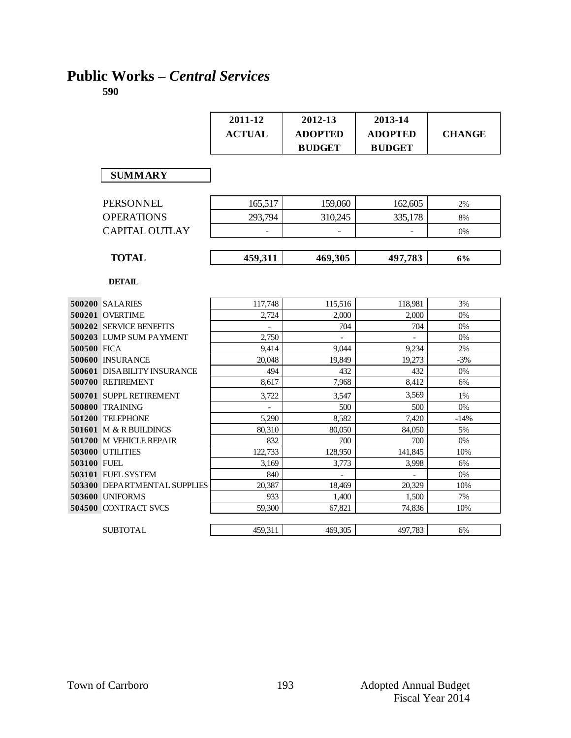# Public Works – *Central Services*

**590**

| | 2011-12 ACTUAL | 2012-13 ADOPTED BUDGET | 2013-14 ADOPTED BUDGET | CHANGE |
|---|---|---|---|---|
| **SUMMARY** | | | | |
| PERSONNEL | 165,517 | 159,060 | 162,605 | 2% |
| OPERATIONS | 293,794 | 310,245 | 335,178 | 8% |
| CAPITAL OUTLAY | - | - | - | 0% |
| **TOTAL** | **459,311** | **469,305** | **497,783** | **6%** |

**DETAIL**

| | | | | | |
|---|---|---|---|---|---|
| **500200** | SALARIES | 117,748 | 115,516 | 118,981 | 3% |
| **500201** | OVERTIME | 2,724 | 2,000 | 2,000 | 0% |
| **500202** | SERVICE BENEFITS | - | 704 | 704 | 0% |
| **500203** | LUMP SUM PAYMENT | 2,750 | - | - | 0% |
| **500500** | FICA | 9,414 | 9,044 | 9,234 | 2% |
| **500600** | INSURANCE | 20,048 | 19,849 | 19,273 | -3% |
| **500601** | DISABILITY INSURANCE | 494 | 432 | 432 | 0% |
| **500700** | RETIREMENT | 8,617 | 7,968 | 8,412 | 6% |
| **500701** | SUPPL RETIREMENT | 3,722 | 3,547 | 3,569 | 1% |
| **500800** | TRAINING | - | 500 | 500 | 0% |
| **501200** | TELEPHONE | 5,290 | 8,582 | 7,420 | -14% |
| **501601** | M & R BUILDINGS | 80,310 | 80,050 | 84,050 | 5% |
| **501700** | M VEHICLE REPAIR | 832 | 700 | 700 | 0% |
| **503000** | UTILITIES | 122,733 | 128,950 | 141,845 | 10% |
| **503100** | FUEL | 3,169 | 3,773 | 3,998 | 6% |
| **503101** | FUEL SYSTEM | 840 | - | - | 0% |
| **503300** | DEPARTMENTAL SUPPLIES | 20,387 | 18,469 | 20,329 | 10% |
| **503600** | UNIFORMS | 933 | 1,400 | 1,500 | 7% |
| **504500** | CONTRACT SVCS | 59,300 | 67,821 | 74,836 | 10% |
| | SUBTOTAL | 459,311 | 469,305 | 497,783 | 6% |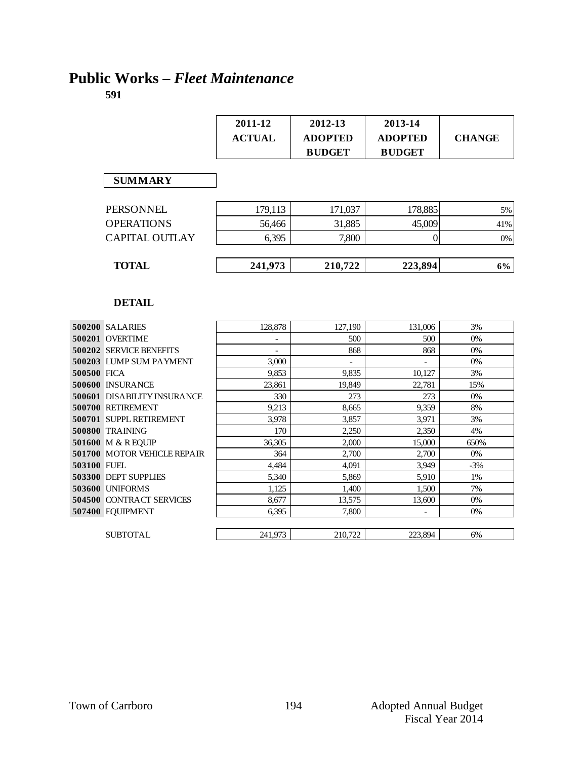# Public Works – *Fleet Maintenance*

**591**

| | 2011-12 ACTUAL | 2012-13 ADOPTED BUDGET | 2013-14 ADOPTED BUDGET | CHANGE |
|---|---|---|---|---|
| **SUMMARY** | | | | |
| PERSONNEL | 179,113 | 171,037 | 178,885 | 5% |
| OPERATIONS | 56,466 | 31,885 | 45,009 | 41% |
| CAPITAL OUTLAY | 6,395 | 7,800 | 0 | 0% |
| **TOTAL** | **241,973** | **210,722** | **223,894** | **6%** |

**DETAIL**

| | | 2011-12 ACTUAL | 2012-13 ADOPTED BUDGET | 2013-14 ADOPTED BUDGET | CHANGE |
|---|---|---|---|---|---|
| **500200** | SALARIES | 128,878 | 127,190 | 131,006 | 3% |
| **500201** | OVERTIME | - | 500 | 500 | 0% |
| **500202** | SERVICE BENEFITS | - | 868 | 868 | 0% |
| **500203** | LUMP SUM PAYMENT | 3,000 | - | - | 0% |
| **500500** | FICA | 9,853 | 9,835 | 10,127 | 3% |
| **500600** | INSURANCE | 23,861 | 19,849 | 22,781 | 15% |
| **500601** | DISABILITY INSURANCE | 330 | 273 | 273 | 0% |
| **500700** | RETIREMENT | 9,213 | 8,665 | 9,359 | 8% |
| **500701** | SUPPL RETIREMENT | 3,978 | 3,857 | 3,971 | 3% |
| **500800** | TRAINING | 170 | 2,250 | 2,350 | 4% |
| **501600** | M & R EQUIP | 36,305 | 2,000 | 15,000 | 650% |
| **501700** | MOTOR VEHICLE REPAIR | 364 | 2,700 | 2,700 | 0% |
| **503100** | FUEL | 4,484 | 4,091 | 3,949 | -3% |
| **503300** | DEPT SUPPLIES | 5,340 | 5,869 | 5,910 | 1% |
| **503600** | UNIFORMS | 1,125 | 1,400 | 1,500 | 7% |
| **504500** | CONTRACT SERVICES | 8,677 | 13,575 | 13,600 | 0% |
| **507400** | EQUIPMENT | 6,395 | 7,800 | - | 0% |
| | SUBTOTAL | 241,973 | 210,722 | 223,894 | 6% |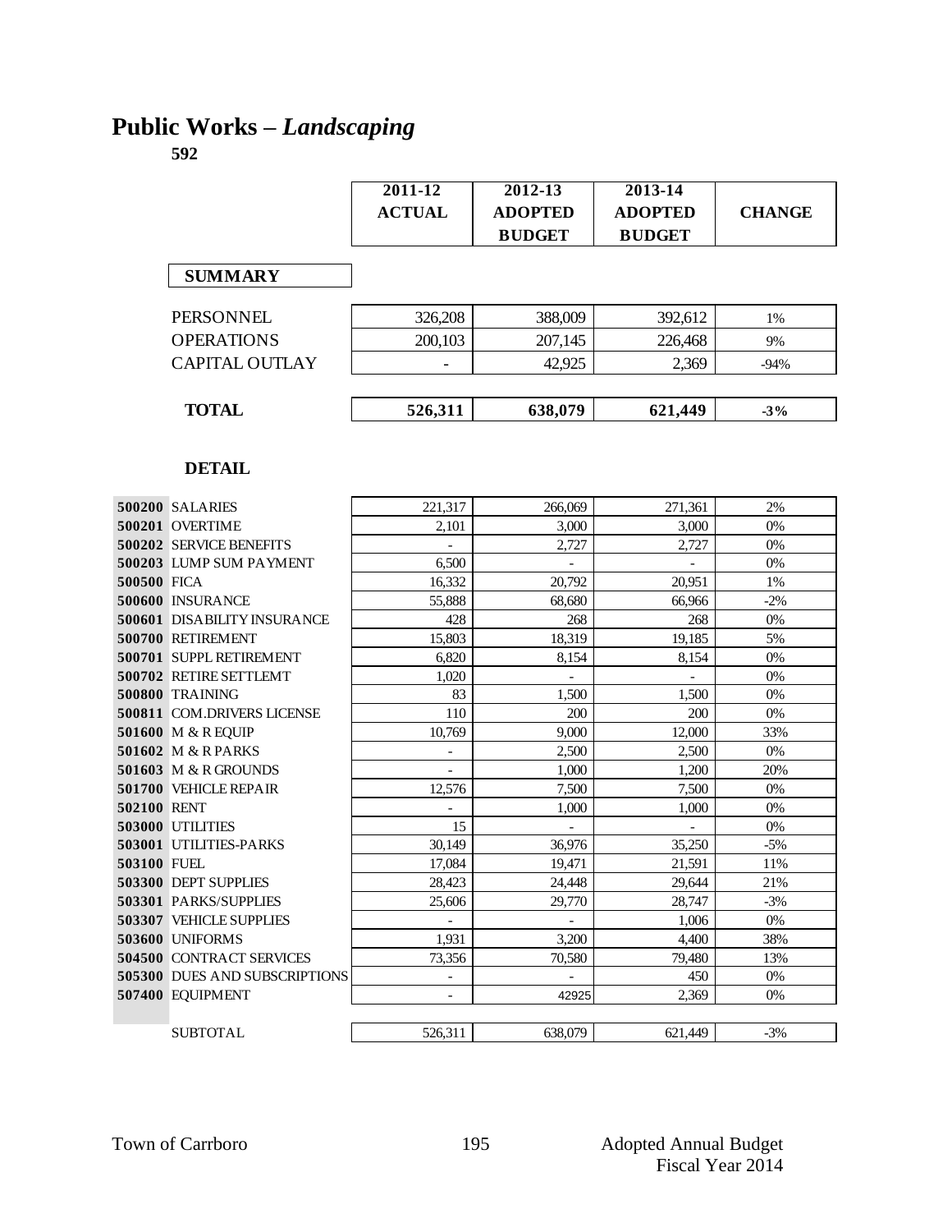# Public Works – *Landscaping*

**592**

| | 2011-12 ACTUAL | 2012-13 ADOPTED BUDGET | 2013-14 ADOPTED BUDGET | CHANGE |
|---|---|---|---|---|
| **SUMMARY** | | | | |
| PERSONNEL | 326,208 | 388,009 | 392,612 | 1% |
| OPERATIONS | 200,103 | 207,145 | 226,468 | 9% |
| CAPITAL OUTLAY | - | 42,925 | 2,369 | -94% |
| **TOTAL** | **526,311** | **638,079** | **621,449** | **-3%** |

**DETAIL**

| | | 2011-12 ACTUAL | 2012-13 ADOPTED BUDGET | 2013-14 ADOPTED BUDGET | CHANGE |
|---|---|---|---|---|---|
| **500200** | SALARIES | 221,317 | 266,069 | 271,361 | 2% |
| **500201** | OVERTIME | 2,101 | 3,000 | 3,000 | 0% |
| **500202** | SERVICE BENEFITS | - | 2,727 | 2,727 | 0% |
| **500203** | LUMP SUM PAYMENT | 6,500 | - | - | 0% |
| **500500** | FICA | 16,332 | 20,792 | 20,951 | 1% |
| **500600** | INSURANCE | 55,888 | 68,680 | 66,966 | -2% |
| **500601** | DISABILITY INSURANCE | 428 | 268 | 268 | 0% |
| **500700** | RETIREMENT | 15,803 | 18,319 | 19,185 | 5% |
| **500701** | SUPPL RETIREMENT | 6,820 | 8,154 | 8,154 | 0% |
| **500702** | RETIRE SETTLEMT | 1,020 | - | - | 0% |
| **500800** | TRAINING | 83 | 1,500 | 1,500 | 0% |
| **500811** | COM.DRIVERS LICENSE | 110 | 200 | 200 | 0% |
| **501600** | M & R EQUIP | 10,769 | 9,000 | 12,000 | 33% |
| **501602** | M & R PARKS | - | 2,500 | 2,500 | 0% |
| **501603** | M & R GROUNDS | - | 1,000 | 1,200 | 20% |
| **501700** | VEHICLE REPAIR | 12,576 | 7,500 | 7,500 | 0% |
| **502100** | RENT | - | 1,000 | 1,000 | 0% |
| **503000** | UTILITIES | 15 | - | - | 0% |
| **503001** | UTILITIES-PARKS | 30,149 | 36,976 | 35,250 | -5% |
| **503100** | FUEL | 17,084 | 19,471 | 21,591 | 11% |
| **503300** | DEPT SUPPLIES | 28,423 | 24,448 | 29,644 | 21% |
| **503301** | PARKS/SUPPLIES | 25,606 | 29,770 | 28,747 | -3% |
| **503307** | VEHICLE SUPPLIES | - | - | 1,006 | 0% |
| **503600** | UNIFORMS | 1,931 | 3,200 | 4,400 | 38% |
| **504500** | CONTRACT SERVICES | 73,356 | 70,580 | 79,480 | 13% |
| **505300** | DUES AND SUBSCRIPTIONS | - | - | 450 | 0% |
| **507400** | EQUIPMENT | - | 42925 | 2,369 | 0% |
| | SUBTOTAL | 526,311 | 638,079 | 621,449 | -3% |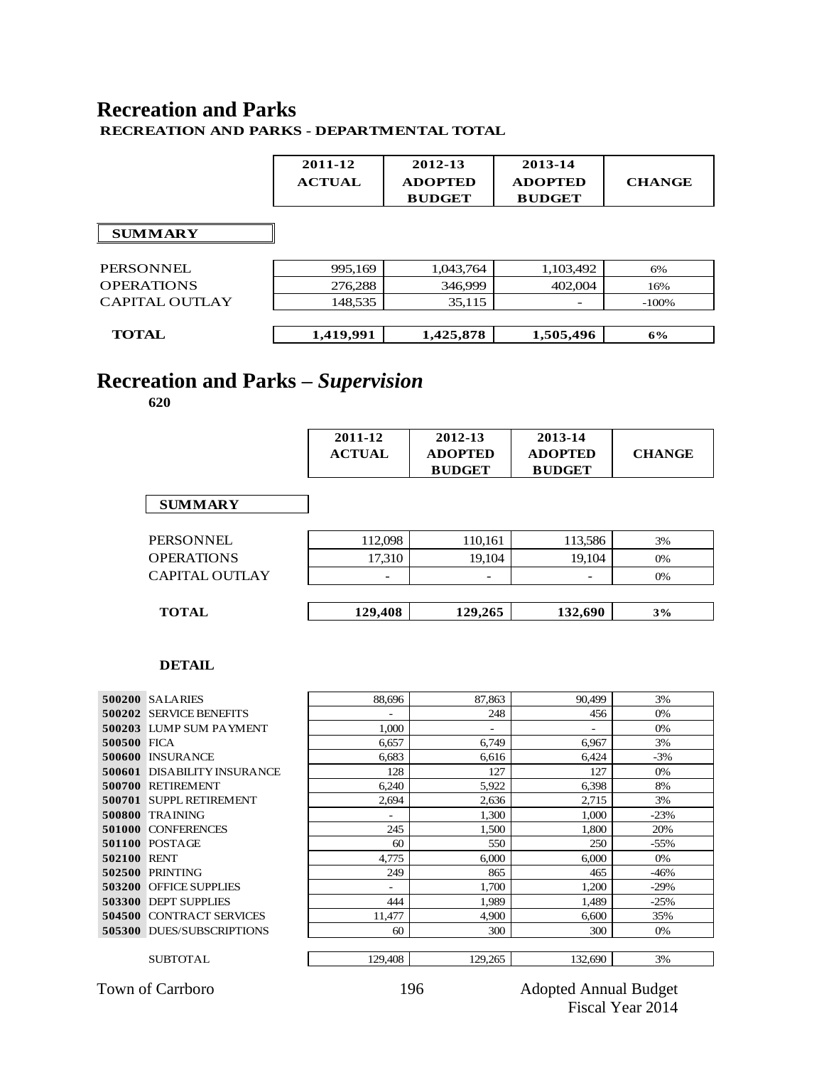# Recreation and Parks

**RECREATION AND PARKS - DEPARTMENTAL TOTAL**

| SUMMARY | 2011-12 ACTUAL | 2012-13 ADOPTED BUDGET | 2013-14 ADOPTED BUDGET | CHANGE |
|---|---|---|---|---|
| PERSONNEL | 995,169 | 1,043,764 | 1,103,492 | 6% |
| OPERATIONS | 276,288 | 346,999 | 402,004 | 16% |
| CAPITAL OUTLAY | 148,535 | 35,115 | - | -100% |
| **TOTAL** | **1,419,991** | **1,425,878** | **1,505,496** | **6%** |

# Recreation and Parks – *Supervision*

**620**

| SUMMARY | 2011-12 ACTUAL | 2012-13 ADOPTED BUDGET | 2013-14 ADOPTED BUDGET | CHANGE |
|---|---|---|---|---|
| PERSONNEL | 112,098 | 110,161 | 113,586 | 3% |
| OPERATIONS | 17,310 | 19,104 | 19,104 | 0% |
| CAPITAL OUTLAY | - | - | - | 0% |
| **TOTAL** | **129,408** | **129,265** | **132,690** | **3%** |

**DETAIL**

| Code | Item | 2011-12 ACTUAL | 2012-13 ADOPTED BUDGET | 2013-14 ADOPTED BUDGET | CHANGE |
|---|---|---|---|---|---|
| **500200** | SALARIES | 88,696 | 87,863 | 90,499 | 3% |
| **500202** | SERVICE BENEFITS | - | 248 | 456 | 0% |
| **500203** | LUMP SUM PAYMENT | 1,000 | - | - | 0% |
| **500500** | FICA | 6,657 | 6,749 | 6,967 | 3% |
| **500600** | INSURANCE | 6,683 | 6,616 | 6,424 | -3% |
| **500601** | DISABILITY INSURANCE | 128 | 127 | 127 | 0% |
| **500700** | RETIREMENT | 6,240 | 5,922 | 6,398 | 8% |
| **500701** | SUPPL RETIREMENT | 2,694 | 2,636 | 2,715 | 3% |
| **500800** | TRAINING | - | 1,300 | 1,000 | -23% |
| **501000** | CONFERENCES | 245 | 1,500 | 1,800 | 20% |
| **501100** | POSTAGE | 60 | 550 | 250 | -55% |
| **502100** | RENT | 4,775 | 6,000 | 6,000 | 0% |
| **502500** | PRINTING | 249 | 865 | 465 | -46% |
| **503200** | OFFICE SUPPLIES | - | 1,700 | 1,200 | -29% |
| **503300** | DEPT SUPPLIES | 444 | 1,989 | 1,489 | -25% |
| **504500** | CONTRACT SERVICES | 11,477 | 4,900 | 6,600 | 35% |
| **505300** | DUES/SUBSCRIPTIONS | 60 | 300 | 300 | 0% |
| | SUBTOTAL | 129,408 | 129,265 | 132,690 | 3% |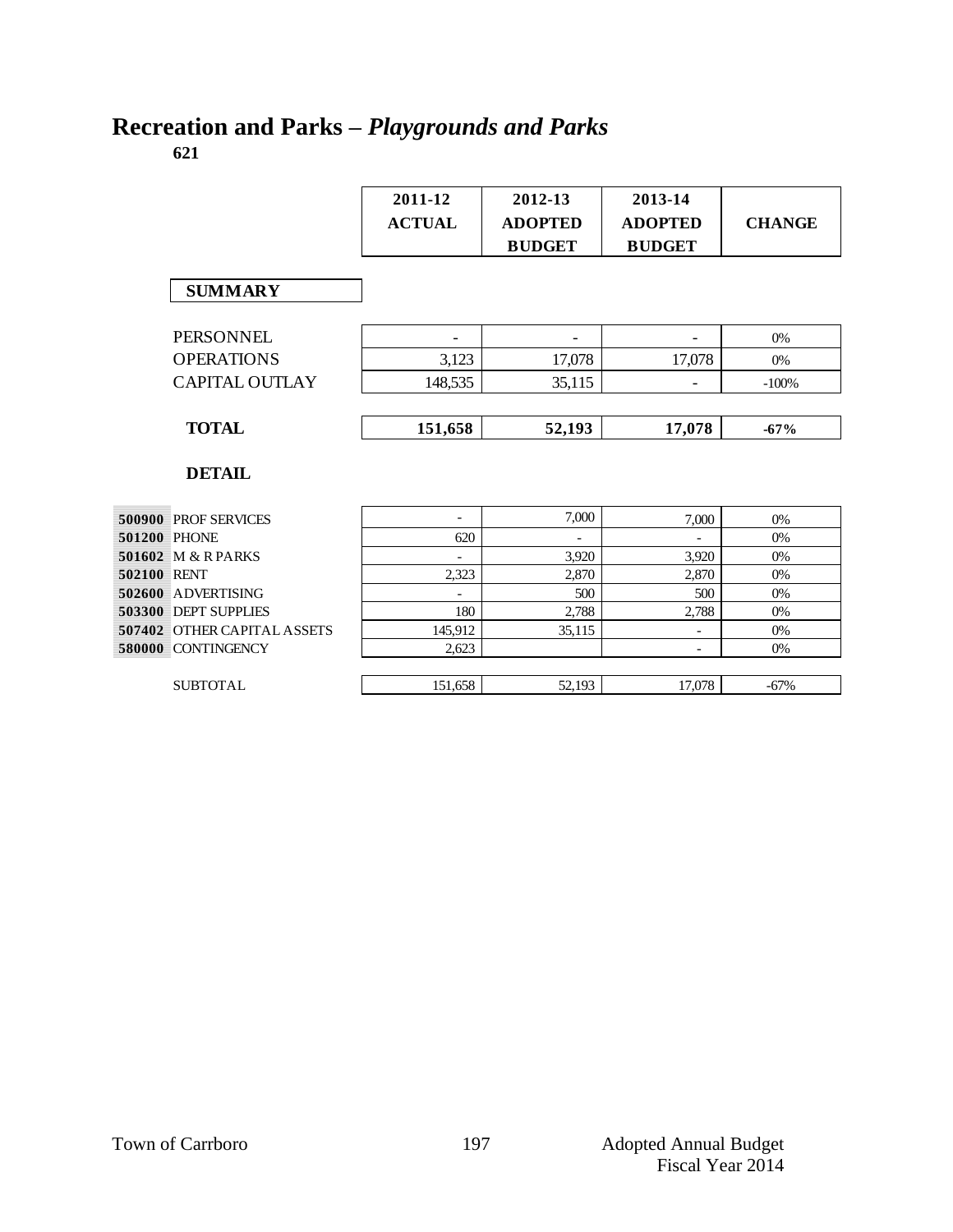# Recreation and Parks – *Playgrounds and Parks*

**621**

| | 2011-12 ACTUAL | 2012-13 ADOPTED BUDGET | 2013-14 ADOPTED BUDGET | CHANGE |
|---|---|---|---|---|
| **SUMMARY** | | | | |
| PERSONNEL | - | - | - | 0% |
| OPERATIONS | 3,123 | 17,078 | 17,078 | 0% |
| CAPITAL OUTLAY | 148,535 | 35,115 | - | -100% |
| **TOTAL** | **151,658** | **52,193** | **17,078** | **-67%** |

**DETAIL**

| | | 2011-12 ACTUAL | 2012-13 ADOPTED BUDGET | 2013-14 ADOPTED BUDGET | CHANGE |
|---|---|---|---|---|---|
| **500900** | PROF SERVICES | - | 7,000 | 7,000 | 0% |
| **501200** | PHONE | 620 | - | - | 0% |
| **501602** | M & R PARKS | - | 3,920 | 3,920 | 0% |
| **502100** | RENT | 2,323 | 2,870 | 2,870 | 0% |
| **502600** | ADVERTISING | - | 500 | 500 | 0% |
| **503300** | DEPT SUPPLIES | 180 | 2,788 | 2,788 | 0% |
| **507402** | OTHER CAPITAL ASSETS | 145,912 | 35,115 | - | 0% |
| **580000** | CONTINGENCY | 2,623 | | - | 0% |
| | SUBTOTAL | 151,658 | 52,193 | 17,078 | -67% |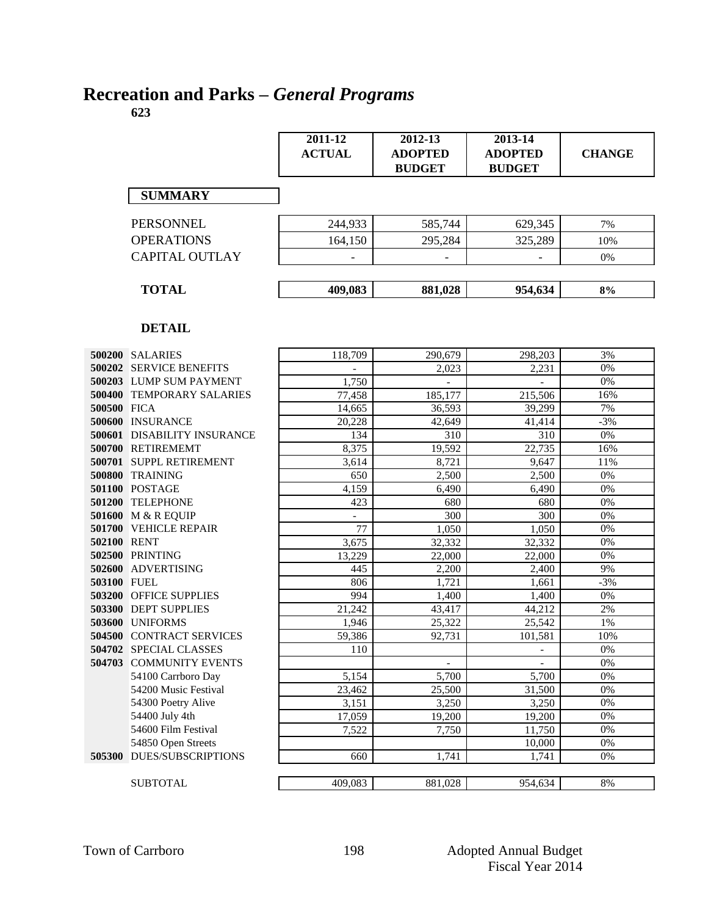# Recreation and Parks – *General Programs*

**623**

| | 2011-12 ACTUAL | 2012-13 ADOPTED BUDGET | 2013-14 ADOPTED BUDGET | CHANGE |
|---|---|---|---|---|
| **SUMMARY** | | | | |
| PERSONNEL | 244,933 | 585,744 | 629,345 | 7% |
| OPERATIONS | 164,150 | 295,284 | 325,289 | 10% |
| CAPITAL OUTLAY | - | - | - | 0% |
| **TOTAL** | **409,083** | **881,028** | **954,634** | **8%** |

**DETAIL**

| | | 2011-12 ACTUAL | 2012-13 ADOPTED BUDGET | 2013-14 ADOPTED BUDGET | CHANGE |
|---|---|---|---|---|---|
| **500200** | SALARIES | 118,709 | 290,679 | 298,203 | 3% |
| **500202** | SERVICE BENEFITS | - | 2,023 | 2,231 | 0% |
| **500203** | LUMP SUM PAYMENT | 1,750 | - | - | 0% |
| **500400** | TEMPORARY SALARIES | 77,458 | 185,177 | 215,506 | 16% |
| **500500** | FICA | 14,665 | 36,593 | 39,299 | 7% |
| **500600** | INSURANCE | 20,228 | 42,649 | 41,414 | -3% |
| **500601** | DISABILITY INSURANCE | 134 | 310 | 310 | 0% |
| **500700** | RETIREMEMT | 8,375 | 19,592 | 22,735 | 16% |
| **500701** | SUPPL RETIREMENT | 3,614 | 8,721 | 9,647 | 11% |
| **500800** | TRAINING | 650 | 2,500 | 2,500 | 0% |
| **501100** | POSTAGE | 4,159 | 6,490 | 6,490 | 0% |
| **501200** | TELEPHONE | 423 | 680 | 680 | 0% |
| **501600** | M & R EQUIP | - | 300 | 300 | 0% |
| **501700** | VEHICLE REPAIR | 77 | 1,050 | 1,050 | 0% |
| **502100** | RENT | 3,675 | 32,332 | 32,332 | 0% |
| **502500** | PRINTING | 13,229 | 22,000 | 22,000 | 0% |
| **502600** | ADVERTISING | 445 | 2,200 | 2,400 | 9% |
| **503100** | FUEL | 806 | 1,721 | 1,661 | -3% |
| **503200** | OFFICE SUPPLIES | 994 | 1,400 | 1,400 | 0% |
| **503300** | DEPT SUPPLIES | 21,242 | 43,417 | 44,212 | 2% |
| **503600** | UNIFORMS | 1,946 | 25,322 | 25,542 | 1% |
| **504500** | CONTRACT SERVICES | 59,386 | 92,731 | 101,581 | 10% |
| **504702** | SPECIAL CLASSES | 110 | | - | 0% |
| **504703** | COMMUNITY EVENTS | | - | - | 0% |
| | 54100 Carrboro Day | 5,154 | 5,700 | 5,700 | 0% |
| | 54200 Music Festival | 23,462 | 25,500 | 31,500 | 0% |
| | 54300 Poetry Alive | 3,151 | 3,250 | 3,250 | 0% |
| | 54400 July 4th | 17,059 | 19,200 | 19,200 | 0% |
| | 54600 Film Festival | 7,522 | 7,750 | 11,750 | 0% |
| | 54850 Open Streets | | | 10,000 | 0% |
| **505300** | DUES/SUBSCRIPTIONS | 660 | 1,741 | 1,741 | 0% |
| | SUBTOTAL | 409,083 | 881,028 | 954,634 | 8% |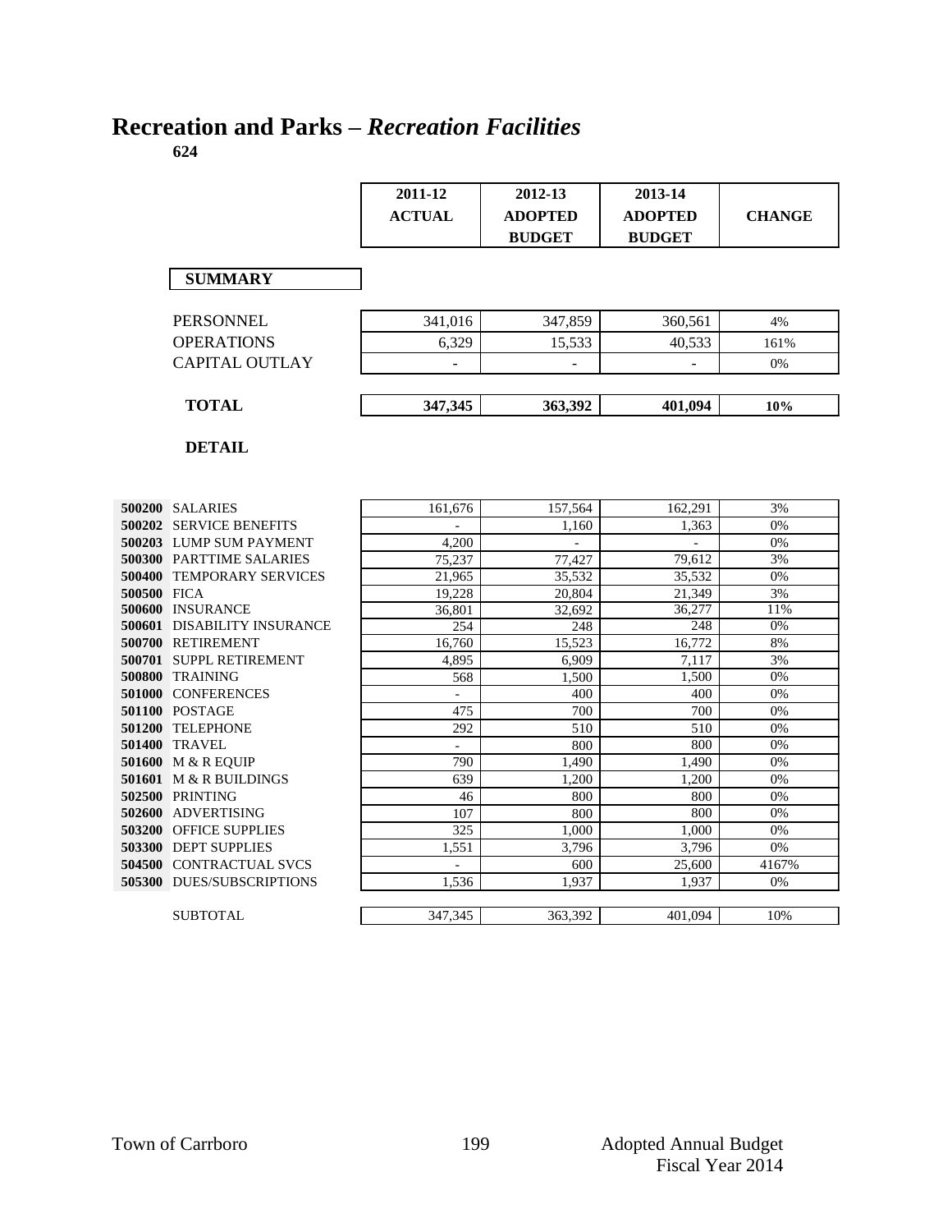# Recreation and Parks – *Recreation Facilities*

**624**

| | 2011-12 ACTUAL | 2012-13 ADOPTED BUDGET | 2013-14 ADOPTED BUDGET | CHANGE |
|---|---|---|---|---|
| **SUMMARY** | | | | |
| PERSONNEL | 341,016 | 347,859 | 360,561 | 4% |
| OPERATIONS | 6,329 | 15,533 | 40,533 | 161% |
| CAPITAL OUTLAY | - | - | - | 0% |
| **TOTAL** | **347,345** | **363,392** | **401,094** | **10%** |

**DETAIL**

| | | 2011-12 ACTUAL | 2012-13 ADOPTED BUDGET | 2013-14 ADOPTED BUDGET | CHANGE |
|---|---|---|---|---|---|
| **500200** | SALARIES | 161,676 | 157,564 | 162,291 | 3% |
| **500202** | SERVICE BENEFITS | - | 1,160 | 1,363 | 0% |
| **500203** | LUMP SUM PAYMENT | 4,200 | - | - | 0% |
| **500300** | PARTTIME SALARIES | 75,237 | 77,427 | 79,612 | 3% |
| **500400** | TEMPORARY SERVICES | 21,965 | 35,532 | 35,532 | 0% |
| **500500** | FICA | 19,228 | 20,804 | 21,349 | 3% |
| **500600** | INSURANCE | 36,801 | 32,692 | 36,277 | 11% |
| **500601** | DISABILITY INSURANCE | 254 | 248 | 248 | 0% |
| **500700** | RETIREMENT | 16,760 | 15,523 | 16,772 | 8% |
| **500701** | SUPPL RETIREMENT | 4,895 | 6,909 | 7,117 | 3% |
| **500800** | TRAINING | 568 | 1,500 | 1,500 | 0% |
| **501000** | CONFERENCES | - | 400 | 400 | 0% |
| **501100** | POSTAGE | 475 | 700 | 700 | 0% |
| **501200** | TELEPHONE | 292 | 510 | 510 | 0% |
| **501400** | TRAVEL | - | 800 | 800 | 0% |
| **501600** | M & R EQUIP | 790 | 1,490 | 1,490 | 0% |
| **501601** | M & R BUILDINGS | 639 | 1,200 | 1,200 | 0% |
| **502500** | PRINTING | 46 | 800 | 800 | 0% |
| **502600** | ADVERTISING | 107 | 800 | 800 | 0% |
| **503200** | OFFICE SUPPLIES | 325 | 1,000 | 1,000 | 0% |
| **503300** | DEPT SUPPLIES | 1,551 | 3,796 | 3,796 | 0% |
| **504500** | CONTRACTUAL SVCS | - | 600 | 25,600 | 4167% |
| **505300** | DUES/SUBSCRIPTIONS | 1,536 | 1,937 | 1,937 | 0% |
| | SUBTOTAL | 347,345 | 363,392 | 401,094 | 10% |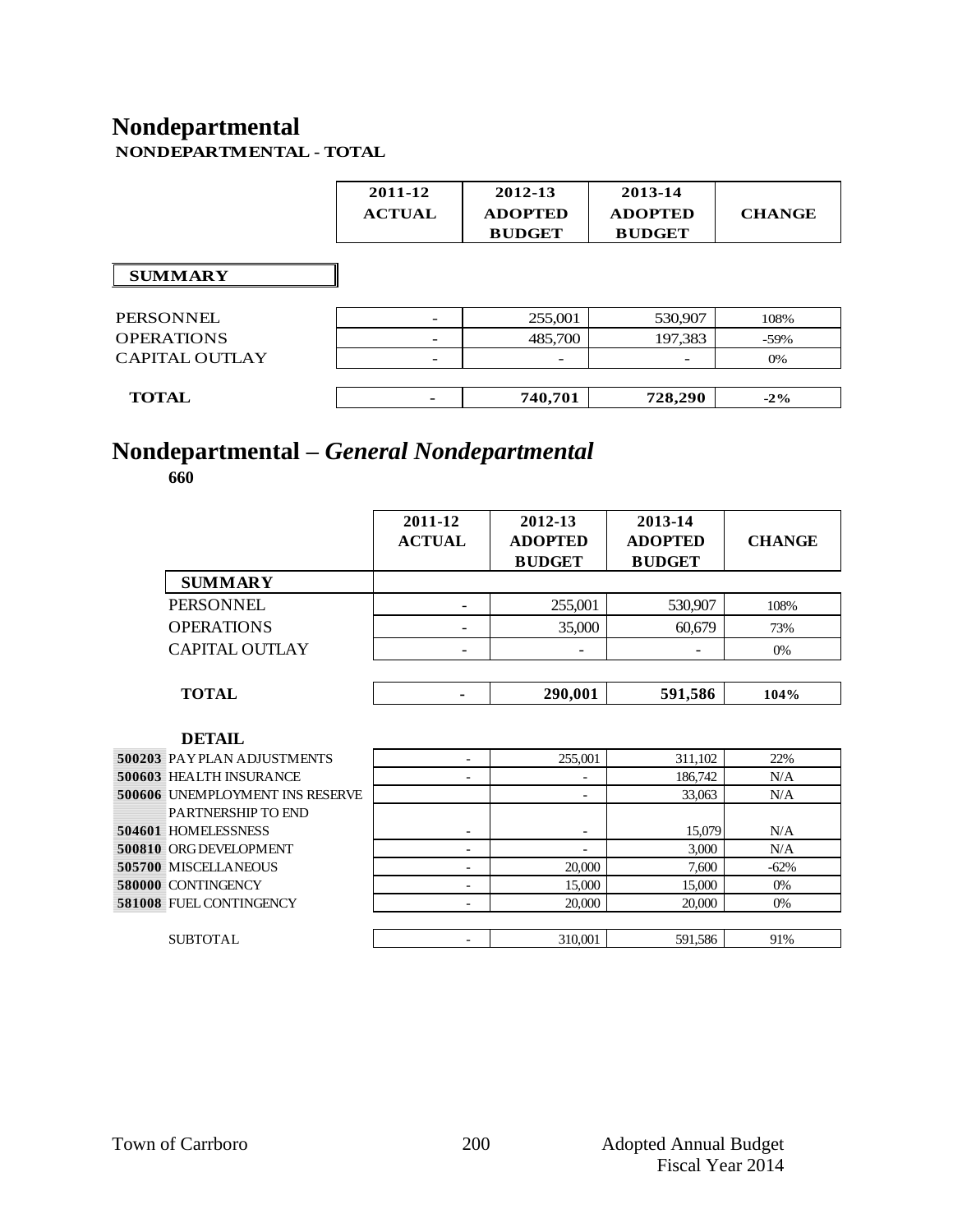# Nondepartmental

**NONDEPARTMENTAL - TOTAL**

| | 2011-12 ACTUAL | 2012-13 ADOPTED BUDGET | 2013-14 ADOPTED BUDGET | CHANGE |
|---|---|---|---|---|
| **SUMMARY** | | | | |
| PERSONNEL | - | 255,001 | 530,907 | 108% |
| OPERATIONS | - | 485,700 | 197,383 | -59% |
| CAPITAL OUTLAY | - | - | - | 0% |
| **TOTAL** | **-** | **740,701** | **728,290** | **-2%** |

# Nondepartmental – *General Nondepartmental*

**660**

| | 2011-12 ACTUAL | 2012-13 ADOPTED BUDGET | 2013-14 ADOPTED BUDGET | CHANGE |
|---|---|---|---|---|
| **SUMMARY** | | | | |
| PERSONNEL | - | 255,001 | 530,907 | 108% |
| OPERATIONS | - | 35,000 | 60,679 | 73% |
| CAPITAL OUTLAY | - | - | - | 0% |
| **TOTAL** | **-** | **290,001** | **591,586** | **104%** |

**DETAIL**

| | | 2011-12 ACTUAL | 2012-13 ADOPTED BUDGET | 2013-14 ADOPTED BUDGET | CHANGE |
|---|---|---|---|---|---|
| **500203** | PAY PLAN ADJUSTMENTS | - | 255,001 | 311,102 | 22% |
| **500603** | HEALTH INSURANCE | - | - | 186,742 | N/A |
| **500606** | UNEMPLOYMENT INS RESERVE | | - | 33,063 | N/A |
| **504601** | PARTNERSHIP TO END HOMELESSNESS | - | - | 15,079 | N/A |
| **500810** | ORG DEVELOPMENT | - | - | 3,000 | N/A |
| **505700** | MISCELLANEOUS | - | 20,000 | 7,600 | -62% |
| **580000** | CONTINGENCY | - | 15,000 | 15,000 | 0% |
| **581008** | FUEL CONTINGENCY | - | 20,000 | 20,000 | 0% |
| | SUBTOTAL | - | 310,001 | 591,586 | 91% |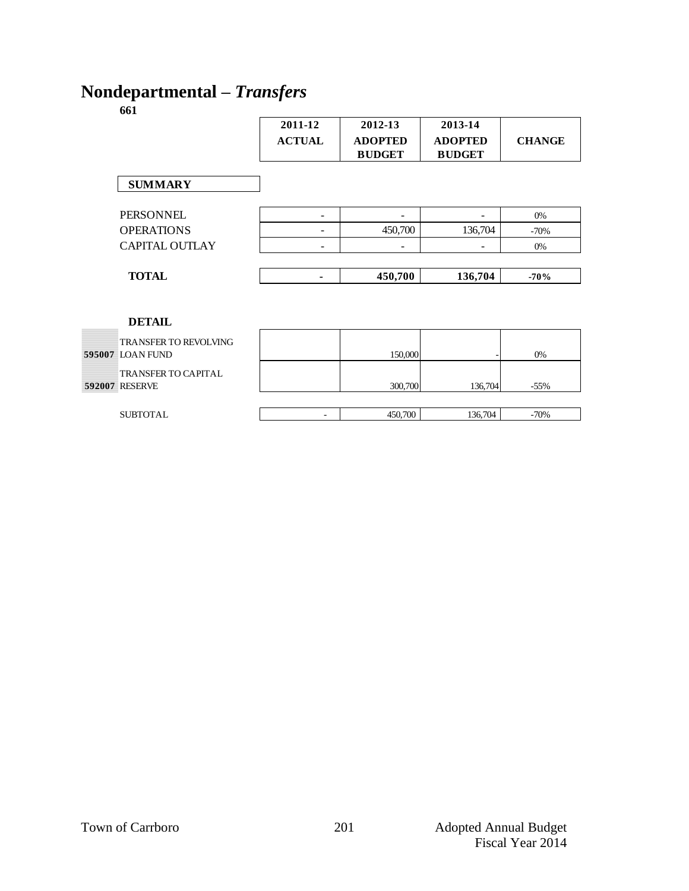# Nondepartmental – *Transfers*

**661**

| | 2011-12 ACTUAL | 2012-13 ADOPTED BUDGET | 2013-14 ADOPTED BUDGET | CHANGE |
|---|---|---|---|---|
| **SUMMARY** | | | | |
| PERSONNEL | - | - | - | 0% |
| OPERATIONS | - | 450,700 | 136,704 | -70% |
| CAPITAL OUTLAY | - | - | - | 0% |
| **TOTAL** | **-** | **450,700** | **136,704** | **-70%** |

**DETAIL**

| | | 2011-12 ACTUAL | 2012-13 ADOPTED BUDGET | 2013-14 ADOPTED BUDGET | CHANGE |
|---|---|---|---|---|---|
| **595007** | TRANSFER TO REVOLVING LOAN FUND | | 150,000 | - | 0% |
| **592007** | TRANSFER TO CAPITAL RESERVE | | 300,700 | 136,704 | -55% |
| | SUBTOTAL | - | 450,700 | 136,704 | -70% |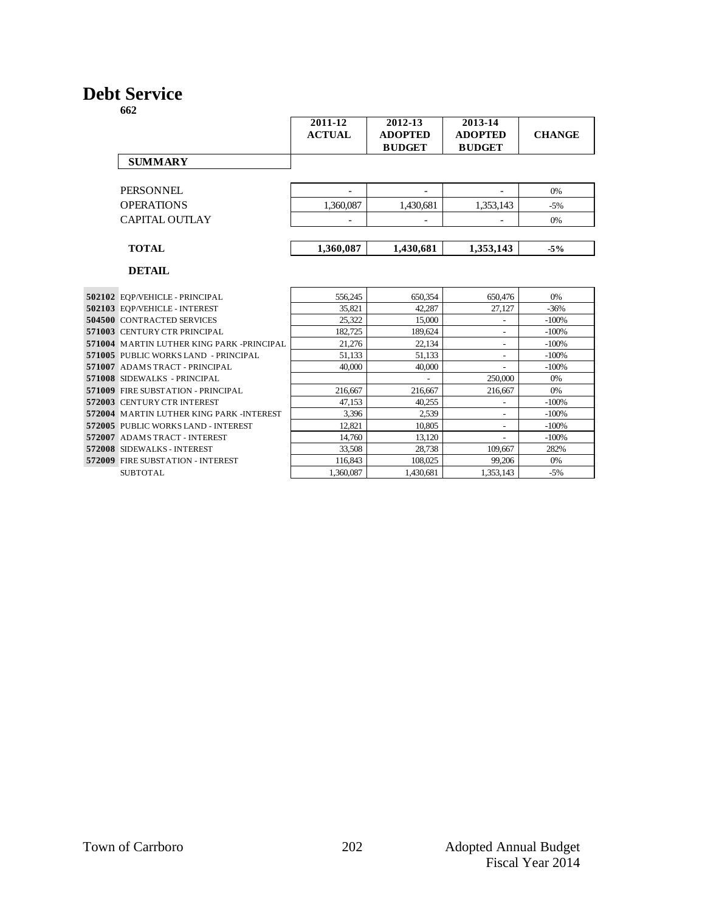# Debt Service

**662**

| | 2011-12 ACTUAL | 2012-13 ADOPTED BUDGET | 2013-14 ADOPTED BUDGET | CHANGE |
|---|---|---|---|---|
| **SUMMARY** | | | | |
| PERSONNEL | - | - | - | 0% |
| OPERATIONS | 1,360,087 | 1,430,681 | 1,353,143 | -5% |
| CAPITAL OUTLAY | - | - | - | 0% |
| **TOTAL** | **1,360,087** | **1,430,681** | **1,353,143** | **-5%** |

**DETAIL**

| | | 2011-12 ACTUAL | 2012-13 ADOPTED BUDGET | 2013-14 ADOPTED BUDGET | CHANGE |
|---|---|---|---|---|---|
| **502102** | EQP/VEHICLE - PRINCIPAL | 556,245 | 650,354 | 650,476 | 0% |
| **502103** | EQP/VEHICLE - INTEREST | 35,821 | 42,287 | 27,127 | -36% |
| **504500** | CONTRACTED SERVICES | 25,322 | 15,000 | - | -100% |
| **571003** | CENTURY CTR PRINCIPAL | 182,725 | 189,624 | - | -100% |
| **571004** | MARTIN LUTHER KING PARK -PRINCIPAL | 21,276 | 22,134 | - | -100% |
| **571005** | PUBLIC WORKS LAND - PRINCIPAL | 51,133 | 51,133 | - | -100% |
| **571007** | ADAMS TRACT - PRINCIPAL | 40,000 | 40,000 | - | -100% |
| **571008** | SIDEWALKS - PRINCIPAL | | - | 250,000 | 0% |
| **571009** | FIRE SUBSTATION - PRINCIPAL | 216,667 | 216,667 | 216,667 | 0% |
| **572003** | CENTURY CTR INTEREST | 47,153 | 40,255 | - | -100% |
| **572004** | MARTIN LUTHER KING PARK -INTEREST | 3,396 | 2,539 | - | -100% |
| **572005** | PUBLIC WORKS LAND - INTEREST | 12,821 | 10,805 | - | -100% |
| **572007** | ADAMS TRACT - INTEREST | 14,760 | 13,120 | - | -100% |
| **572008** | SIDEWALKS - INTEREST | 33,508 | 28,738 | 109,667 | 282% |
| **572009** | FIRE SUBSTATION - INTEREST | 116,843 | 108,025 | 99,206 | 0% |
| | SUBTOTAL | 1,360,087 | 1,430,681 | 1,353,143 | -5% |